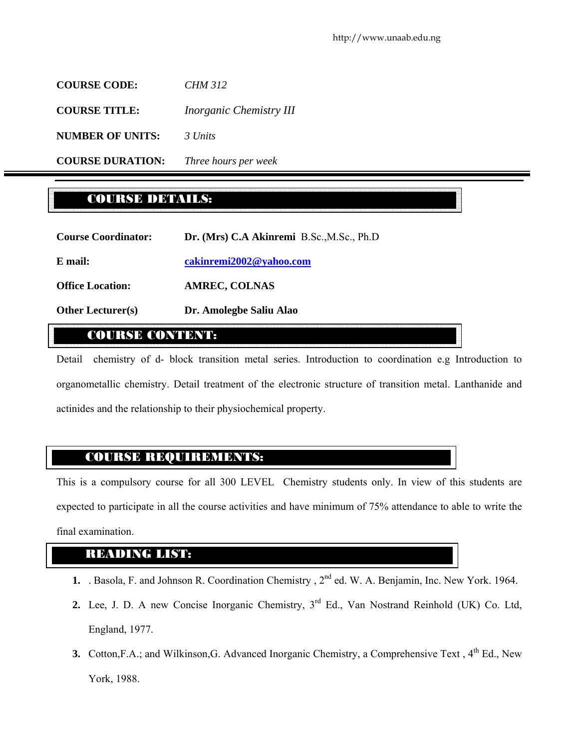**COURSE CODE:** *CHM 312*

**COURSE TITLE:** *Inorganic Chemistry III*

**NUMBER OF UNITS:** *3 Units*

**COURSE DURATION:** *Three hours per week*

## COURSE DETAILS:

**Course Coordinator:** **Dr. (Mrs) C.A Akinremi** B.Sc.,M.Sc., Ph.D

**E mail:** **cakinremi2002@yahoo.com**

**Office Location:** **AMREC, COLNAS**

**Other Lecturer(s)** **Dr. Amolegbe Saliu Alao**

## COURSE CONTENT:

Detail chemistry of d- block transition metal series. Introduction to coordination e.g Introduction to organometallic chemistry. Detail treatment of the electronic structure of transition metal. Lanthanide and actinides and the relationship to their physiochemical property.

## COURSE REQUIREMENTS:

This is a compulsory course for all 300 LEVEL Chemistry students only. In view of this students are expected to participate in all the course activities and have minimum of 75% attendance to able to write the final examination.

## READING LIST:

1. . Basola, F. and Johnson R. Coordination Chemistry , 2nd ed. W. A. Benjamin, Inc. New York. 1964.
2. Lee, J. D. A new Concise Inorganic Chemistry, 3rd Ed., Van Nostrand Reinhold (UK) Co. Ltd, England, 1977.
3. Cotton,F.A.; and Wilkinson,G. Advanced Inorganic Chemistry, a Comprehensive Text , 4th Ed., New York, 1988.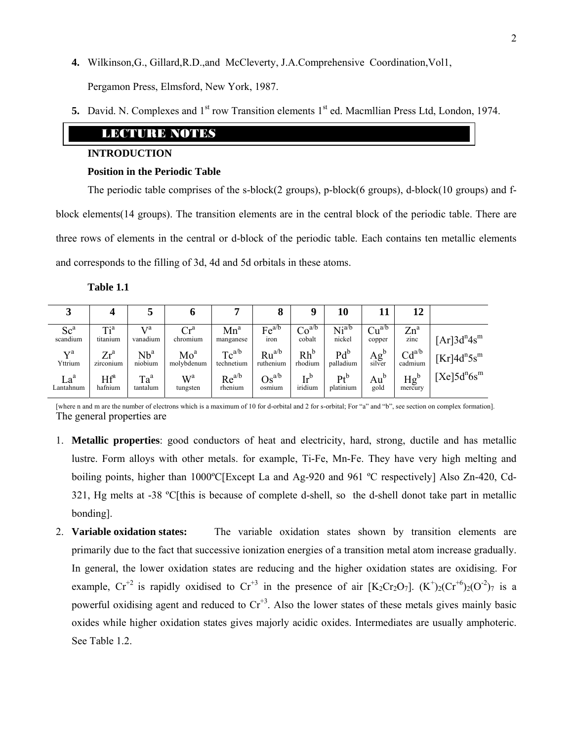4. Wilkinson,G., Gillard,R.D.,and McCleverty, J.A.Comprehensive Coordination,Vol1, Pergamon Press, Elmsford, New York, 1987.

5. David. N. Complexes and 1[st] row Transition elements 1[st] ed. Macmllian Press Ltd, London, 1974.

## LECTURE NOTES

### INTRODUCTION

#### Position in the Periodic Table

The periodic table comprises of the s-block(2 groups), p-block(6 groups), d-block(10 groups) and f-block elements(14 groups). The transition elements are in the central block of the periodic table. There are three rows of elements in the central or d-block of the periodic table. Each contains ten metallic elements and corresponds to the filling of 3d, 4d and 5d orbitals in these atoms.

**Table 1.1**

| 3 | 4 | 5 | 6 | 7 | 8 | 9 | 10 | 11 | 12 | |
|---|---|---|---|---|---|---|---|---|---|---|
| $Sc^a$ scandium | $Ti^a$ titanium | $V^a$ vanadium | $Cr^a$ chromium | $Mn^a$ manganese | $Fe^{a/b}$ iron | $Co^{a/b}$ cobalt | $Ni^{a/b}$ nickel | $Cu^{a/b}$ copper | $Zn^a$ zinc | $[Ar]3d^n4s^m$ |
| $Y^a$ Yttrium | $Zr^a$ zirconium | $Nb^a$ niobium | $Mo^a$ molybdenum | $Tc^{a/b}$ technetium | $Ru^{a/b}$ ruthenium | $Rh^b$ rhodium | $Pd^b$ palladium | $Ag^b$ silver | $Cd^{a/b}$ cadmium | $[Kr]4d^n5s^m$ |
| $La^a$ Lantahnum | $Hf^a$ hafnium | $Ta^a$ tantalum | $W^a$ tungsten | $Re^{a/b}$ rhenium | $Os^{a/b}$ osmium | $Ir^b$ iridium | $Pt^b$ platinium | $Au^b$ gold | $Hg^b$ mercury | $[Xe]5d^n6s^m$ |

[where n and m are the number of electrons which is a maximum of 10 for d-orbital and 2 for s-orbital; For "a" and "b", see section on complex formation].

The general properties are

1. **Metallic properties**: good conductors of heat and electricity, hard, strong, ductile and has metallic lustre. Form alloys with other metals. for example, Ti-Fe, Mn-Fe. They have very high melting and boiling points, higher than 1000ºC[Except La and Ag-920 and 961 ºC respectively] Also Zn-420, Cd-321, Hg melts at -38 ºC[this is because of complete d-shell, so the d-shell donot take part in metallic bonding].

2. **Variable oxidation states:** The variable oxidation states shown by transition elements are primarily due to the fact that successive ionization energies of a transition metal atom increase gradually. In general, the lower oxidation states are reducing and the higher oxidation states are oxidising. For example, $Cr^{+2}$ is rapidly oxidised to $Cr^{+3}$ in the presence of air [$K_2Cr_2O_7$]. $(K^+)_2(Cr^{+6})_2(O^{-2})_7$ is a powerful oxidising agent and reduced to $Cr^{+3}$. Also the lower states of these metals gives mainly basic oxides while higher oxidation states gives majorly acidic oxides. Intermediates are usually amphoteric. See Table 1.2.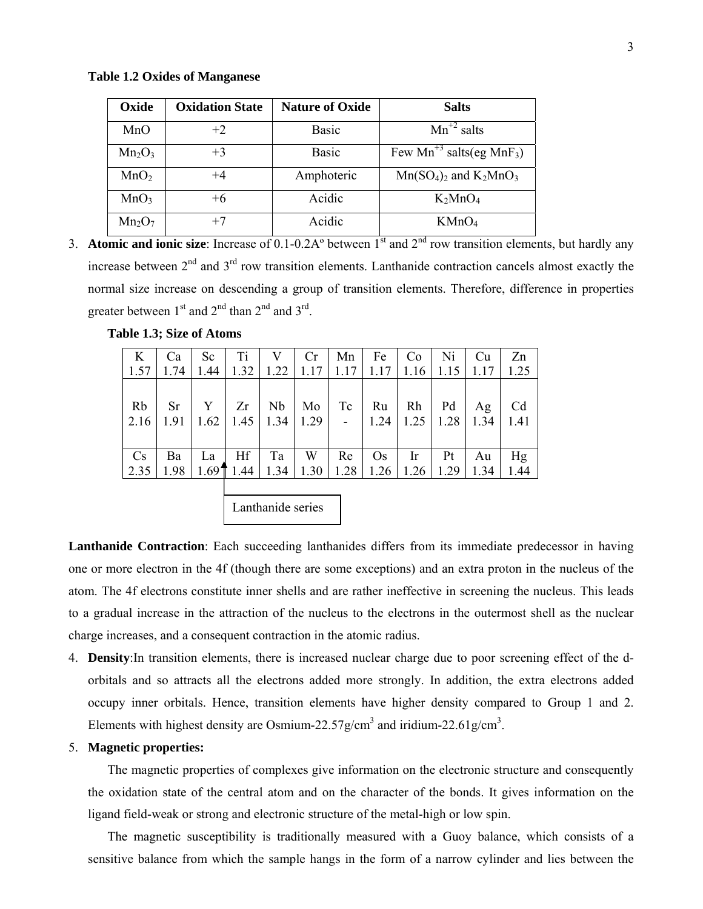**Table 1.2 Oxides of Manganese**

| Oxide | Oxidation State | Nature of Oxide | Salts |
|---|---|---|---|
| $MnO$ | +2 | Basic | $Mn^{+2}$ salts |
| $Mn_2O_3$ | +3 | Basic | Few $Mn^{+3}$ salts(eg $MnF_3$) |
| $MnO_2$ | +4 | Amphoteric | $Mn(SO_4)_2$ and $K_2MnO_3$ |
| $MnO_3$ | +6 | Acidic | $K_2MnO_4$ |
| $Mn_2O_7$ | +7 | Acidic | $KMnO_4$ |

3. **Atomic and ionic size**: Increase of 0.1-0.2Aº between 1st and 2nd row transition elements, but hardly any increase between 2nd and 3rd row transition elements. Lanthanide contraction cancels almost exactly the normal size increase on descending a group of transition elements. Therefore, difference in properties greater between 1st and 2nd than 2nd and 3rd.

**Table 1.3; Size of Atoms**

| K 1.57 | Ca 1.74 | Sc 1.44 | Ti 1.32 | V 1.22 | Cr 1.17 | Mn 1.17 | Fe 1.17 | Co 1.16 | Ni 1.15 | Cu 1.17 | Zn 1.25 |
|---|---|---|---|---|---|---|---|---|---|---|---|
| Rb 2.16 | Sr 1.91 | Y 1.62 | Zr 1.45 | Nb 1.34 | Mo 1.29 | Tc - | Ru 1.24 | Rh 1.25 | Pd 1.28 | Ag 1.34 | Cd 1.41 |
| Cs 2.35 | Ba 1.98 | La 1.69 | Hf 1.44 | Ta 1.34 | W 1.30 | Re 1.28 | Os 1.26 | Ir 1.26 | Pt 1.29 | Au 1.34 | Hg 1.44 |

Lanthanide series

**Lanthanide Contraction**: Each succeeding lanthanides differs from its immediate predecessor in having one or more electron in the 4f (though there are some exceptions) and an extra proton in the nucleus of the atom. The 4f electrons constitute inner shells and are rather ineffective in screening the nucleus. This leads to a gradual increase in the attraction of the nucleus to the electrons in the outermost shell as the nuclear charge increases, and a consequent contraction in the atomic radius.

4. **Density**:In transition elements, there is increased nuclear charge due to poor screening effect of the d-orbitals and so attracts all the electrons added more strongly. In addition, the extra electrons added occupy inner orbitals. Hence, transition elements have higher density compared to Group 1 and 2. Elements with highest density are Osmium-22.57g/cm$^3$ and iridium-22.61g/cm$^3$.

5. **Magnetic properties:**

   The magnetic properties of complexes give information on the electronic structure and consequently the oxidation state of the central atom and on the character of the bonds. It gives information on the ligand field-weak or strong and electronic structure of the metal-high or low spin.

   The magnetic susceptibility is traditionally measured with a Guoy balance, which consists of a sensitive balance from which the sample hangs in the form of a narrow cylinder and lies between the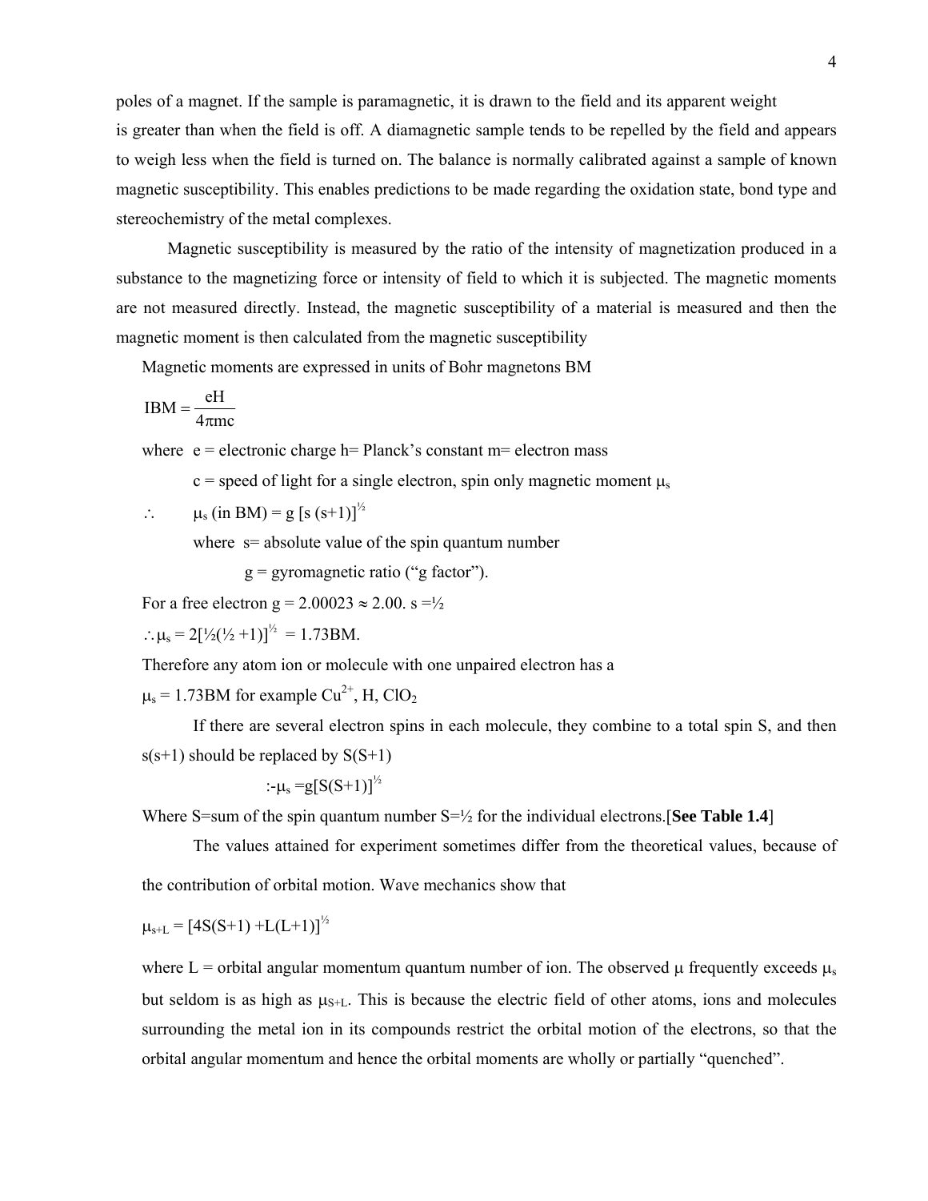poles of a magnet. If the sample is paramagnetic, it is drawn to the field and its apparent weight is greater than when the field is off. A diamagnetic sample tends to be repelled by the field and appears to weigh less when the field is turned on. The balance is normally calibrated against a sample of known magnetic susceptibility. This enables predictions to be made regarding the oxidation state, bond type and stereochemistry of the metal complexes.

Magnetic susceptibility is measured by the ratio of the intensity of magnetization produced in a substance to the magnetizing force or intensity of field to which it is subjected. The magnetic moments are not measured directly. Instead, the magnetic susceptibility of a material is measured and then the magnetic moment is then calculated from the magnetic susceptibility

Magnetic moments are expressed in units of Bohr magnetons BM

$$\text{IBM} = \frac{eH}{4\pi mc}$$

where e = electronic charge h= Planck's constant m= electron mass

c = speed of light for a single electron, spin only magnetic moment $\mu_s$

$\therefore \quad \mu_s$ (in BM) = $g\,[s\,(s+1)]^{\frac{1}{2}}$

where s= absolute value of the spin quantum number

g = gyromagnetic ratio ("g factor").

For a free electron g = 2.00023 ≈ 2.00. s =½

$\therefore \mu_s = 2[\frac{1}{2}(\frac{1}{2}+1)]^{\frac{1}{2}}$ = 1.73BM.

Therefore any atom ion or molecule with one unpaired electron has a

$\mu_s$ = 1.73BM for example $Cu^{2+}$, H, $ClO_2$

If there are several electron spins in each molecule, they combine to a total spin S, and then s(s+1) should be replaced by S(S+1)

:-$\mu_s = g[S(S+1)]^{\frac{1}{2}}$

Where S=sum of the spin quantum number S=½ for the individual electrons.[**See Table 1.4**]

The values attained for experiment sometimes differ from the theoretical values, because of the contribution of orbital motion. Wave mechanics show that

$\mu_{s+L} = [4S(S+1) + L(L+1)]^{\frac{1}{2}}$

where L = orbital angular momentum quantum number of ion. The observed $\mu$ frequently exceeds $\mu_s$ but seldom is as high as $\mu_{S+L}$. This is because the electric field of other atoms, ions and molecules surrounding the metal ion in its compounds restrict the orbital motion of the electrons, so that the orbital angular momentum and hence the orbital moments are wholly or partially "quenched".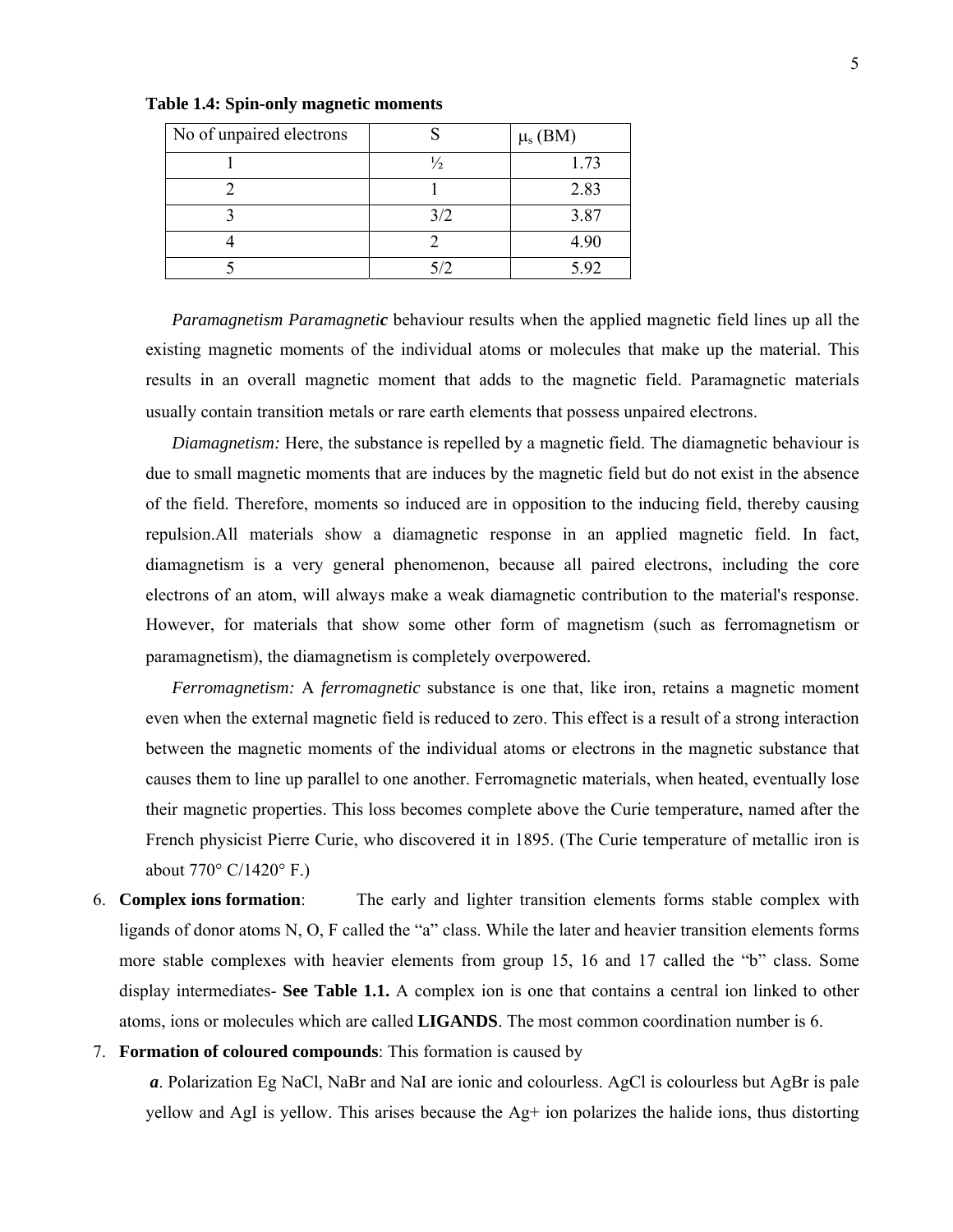**Table 1.4: Spin-only magnetic moments**

| No of unpaired electrons | S | $\mu_s$ (BM) |
|---|---|---|
| 1 | ½ | 1.73 |
| 2 | 1 | 2.83 |
| 3 | 3/2 | 3.87 |
| 4 | 2 | 4.90 |
| 5 | 5/2 | 5.92 |

*Paramagnetism Paramagnetic* behaviour results when the applied magnetic field lines up all the existing magnetic moments of the individual atoms or molecules that make up the material. This results in an overall magnetic moment that adds to the magnetic field. Paramagnetic materials usually contain transition metals or rare earth elements that possess unpaired electrons.

*Diamagnetism:* Here, the substance is repelled by a magnetic field. The diamagnetic behaviour is due to small magnetic moments that are induces by the magnetic field but do not exist in the absence of the field. Therefore, moments so induced are in opposition to the inducing field, thereby causing repulsion.All materials show a diamagnetic response in an applied magnetic field. In fact, diamagnetism is a very general phenomenon, because all paired electrons, including the core electrons of an atom, will always make a weak diamagnetic contribution to the material's response. However, for materials that show some other form of magnetism (such as ferromagnetism or paramagnetism), the diamagnetism is completely overpowered.

*Ferromagnetism:* A *ferromagnetic* substance is one that, like iron, retains a magnetic moment even when the external magnetic field is reduced to zero. This effect is a result of a strong interaction between the magnetic moments of the individual atoms or electrons in the magnetic substance that causes them to line up parallel to one another. Ferromagnetic materials, when heated, eventually lose their magnetic properties. This loss becomes complete above the Curie temperature, named after the French physicist Pierre Curie, who discovered it in 1895. (The Curie temperature of metallic iron is about 770° C/1420° F.)

6. **Complex ions formation**: The early and lighter transition elements forms stable complex with ligands of donor atoms N, O, F called the "a" class. While the later and heavier transition elements forms more stable complexes with heavier elements from group 15, 16 and 17 called the "b" class. Some display intermediates- **See Table 1.1.** A complex ion is one that contains a central ion linked to other atoms, ions or molecules which are called **LIGANDS**. The most common coordination number is 6.
7. **Formation of coloured compounds**: This formation is caused by

   ***a***. Polarization Eg NaCl, NaBr and NaI are ionic and colourless. AgCl is colourless but AgBr is pale yellow and AgI is yellow. This arises because the $Ag^+$ ion polarizes the halide ions, thus distorting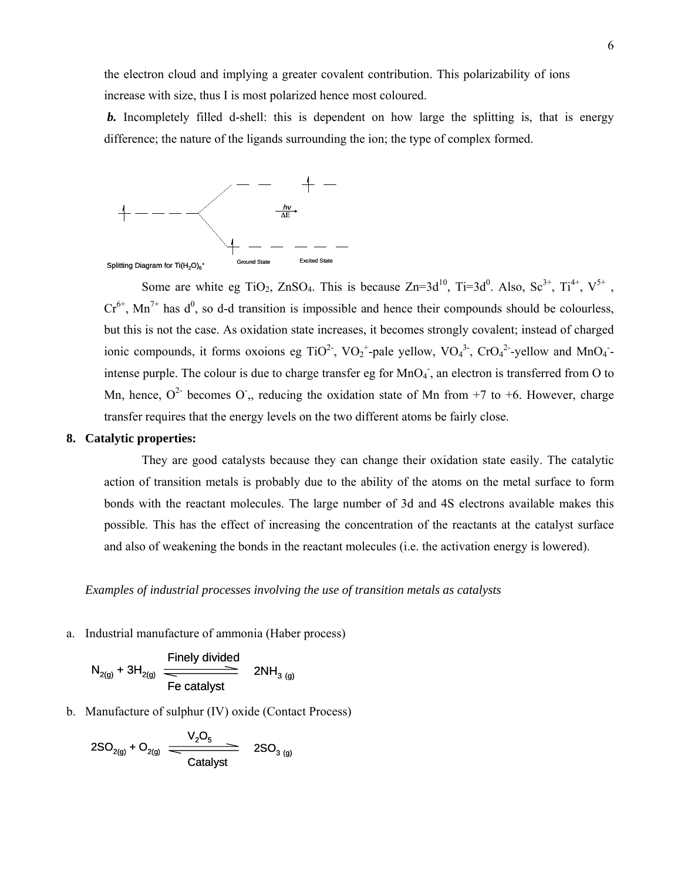the electron cloud and implying a greater covalent contribution. This polarizability of ions increase with size, thus I is most polarized hence most coloured.

***b.*** Incompletely filled d-shell: this is dependent on how large the splitting is, that is energy difference; the nature of the ligands surrounding the ion; the type of complex formed.

Splitting Diagram for $Ti(H_2O)_6^+$ — Ground State — $hv$ / $\Delta E$ — Excited State

Some are white eg $TiO_2$, $ZnSO_4$. This is because Zn=$3d^{10}$, Ti=$3d^0$. Also, $Sc^{3+}$, $Ti^{4+}$, $V^{5+}$ , $Cr^{6+}$, $Mn^{7+}$ has $d^0$, so d-d transition is impossible and hence their compounds should be colourless, but this is not the case. As oxidation state increases, it becomes strongly covalent; instead of charged ionic compounds, it forms oxoions eg $TiO^{2-}$, $VO_2^+$-pale yellow, $VO_4^{3-}$, $CrO_4^{2-}$-yellow and $MnO_4^-$-intense purple. The colour is due to charge transfer eg for $MnO_4^-$, an electron is transferred from O to Mn, hence, $O^{2-}$ becomes $O^-$,, reducing the oxidation state of Mn from +7 to +6. However, charge transfer requires that the energy levels on the two different atoms be fairly close.

**8. Catalytic properties:**

They are good catalysts because they can change their oxidation state easily. The catalytic action of transition metals is probably due to the ability of the atoms on the metal surface to form bonds with the reactant molecules. The large number of 3d and 4S electrons available makes this possible. This has the effect of increasing the concentration of the reactants at the catalyst surface and also of weakening the bonds in the reactant molecules (i.e. the activation energy is lowered).

*Examples of industrial processes involving the use of transition metals as catalysts*

a. Industrial manufacture of ammonia (Haber process)

$$N_{2(g)} + 3H_{2(g)} \underset{\text{Fe catalyst}}{\overset{\text{Finely divided}}{\rightleftharpoons}} 2NH_{3\,(g)}$$

b. Manufacture of sulphur (IV) oxide (Contact Process)

$$2SO_{2(g)} + O_{2(g)} \underset{\text{Catalyst}}{\overset{V_2O_5}{\rightleftharpoons}} 2SO_{3\,(g)}$$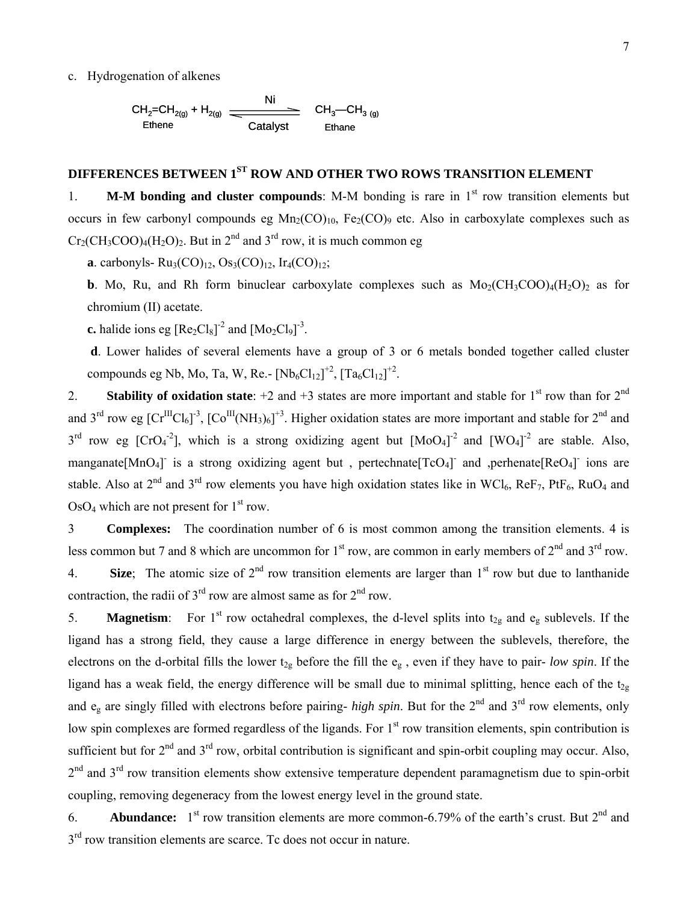c. Hydrogenation of alkenes

$$\underset{\text{Ethene}}{CH_2{=}CH_{2(g)}} + H_{2(g)} \underset{\text{Catalyst}}{\overset{\text{Ni}}{\rightleftharpoons}} \underset{\text{Ethane}}{CH_3{-}CH_{3\ (g)}}$$

## DIFFERENCES BETWEEN 1ST ROW AND OTHER TWO ROWS TRANSITION ELEMENT

1. **M-M bonding and cluster compounds**: M-M bonding is rare in 1st row transition elements but occurs in few carbonyl compounds eg $Mn_2(CO)_{10}$, $Fe_2(CO)_9$ etc. Also in carboxylate complexes such as $Cr_2(CH_3COO)_4(H_2O)_2$. But in 2nd and 3rd row, it is much common eg

   **a**. carbonyls- $Ru_3(CO)_{12}$, $Os_3(CO)_{12}$, $Ir_4(CO)_{12}$;

   **b**. Mo, Ru, and Rh form binuclear carboxylate complexes such as $Mo_2(CH_3COO)_4(H_2O)_2$ as for chromium (II) acetate.

   **c.** halide ions eg $[Re_2Cl_8]^{-2}$ and $[Mo_2Cl_9]^{-3}$.

   **d**. Lower halides of several elements have a group of 3 or 6 metals bonded together called cluster compounds eg Nb, Mo, Ta, W, Re.- $[Nb_6Cl_{12}]^{+2}$, $[Ta_6Cl_{12}]^{+2}$.

2. **Stability of oxidation state**: +2 and +3 states are more important and stable for 1st row than for 2nd and 3rd row eg $[Cr^{III}Cl_6]^{-3}$, $[Co^{III}(NH_3)_6]^{+3}$. Higher oxidation states are more important and stable for 2nd and 3rd row eg $[CrO_4^{-2}]$, which is a strong oxidizing agent but $[MoO_4]^{-2}$ and $[WO_4]^{-2}$ are stable. Also, manganate$[MnO_4]^-$ is a strong oxidizing agent but , pertechnate$[TcO_4]^-$ and ,perhenate$[ReO_4]^-$ ions are stable. Also at 2nd and 3rd row elements you have high oxidation states like in $WCl_6$, $ReF_7$, $PtF_6$, $RuO_4$ and $OsO_4$ which are not present for 1st row.

3. **Complexes:** The coordination number of 6 is most common among the transition elements. 4 is less common but 7 and 8 which are uncommon for 1st row, are common in early members of 2nd and 3rd row.

4. **Size**; The atomic size of 2nd row transition elements are larger than 1st row but due to lanthanide contraction, the radii of 3rd row are almost same as for 2nd row.

5. **Magnetism**: For 1st row octahedral complexes, the d-level splits into $t_{2g}$ and $e_g$ sublevels. If the ligand has a strong field, they cause a large difference in energy between the sublevels, therefore, the electrons on the d-orbital fills the lower $t_{2g}$ before the fill the $e_g$ , even if they have to pair- *low spin*. If the ligand has a weak field, the energy difference will be small due to minimal splitting, hence each of the $t_{2g}$ and $e_g$ are singly filled with electrons before pairing- *high spin*. But for the 2nd and 3rd row elements, only low spin complexes are formed regardless of the ligands. For 1st row transition elements, spin contribution is sufficient but for 2nd and 3rd row, orbital contribution is significant and spin-orbit coupling may occur. Also, 2nd and 3rd row transition elements show extensive temperature dependent paramagnetism due to spin-orbit coupling, removing degeneracy from the lowest energy level in the ground state.

6. **Abundance:** 1st row transition elements are more common-6.79% of the earth's crust. But 2nd and 3rd row transition elements are scarce. Tc does not occur in nature.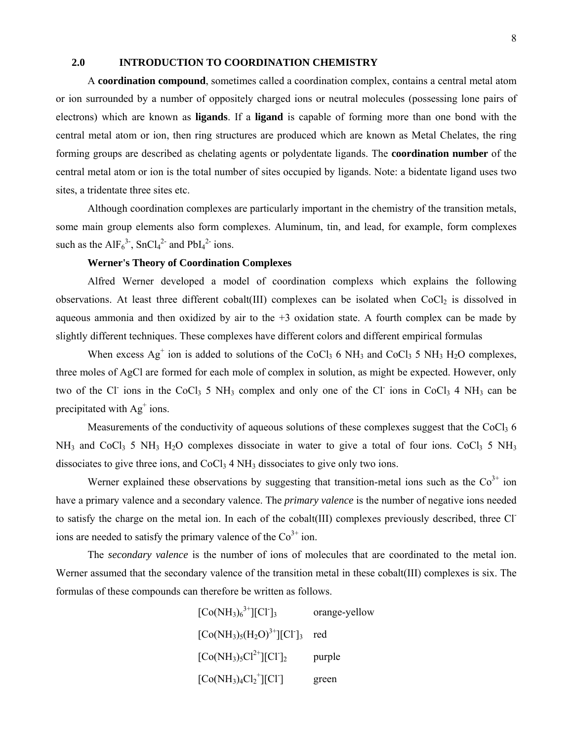## 2.0 INTRODUCTION TO COORDINATION CHEMISTRY

A **coordination compound**, sometimes called a coordination complex, contains a central metal atom or ion surrounded by a number of oppositely charged ions or neutral molecules (possessing lone pairs of electrons) which are known as **ligands**. If a **ligand** is capable of forming more than one bond with the central metal atom or ion, then ring structures are produced which are known as Metal Chelates, the ring forming groups are described as chelating agents or polydentate ligands. The **coordination number** of the central metal atom or ion is the total number of sites occupied by ligands. Note: a bidentate ligand uses two sites, a tridentate three sites etc.

Although coordination complexes are particularly important in the chemistry of the transition metals, some main group elements also form complexes. Aluminum, tin, and lead, for example, form complexes such as the $AlF_6^{3-}$, $SnCl_4^{2-}$ and $PbI_4^{2-}$ ions.

**Werner's Theory of Coordination Complexes**

Alfred Werner developed a model of coordination complexs which explains the following observations. At least three different cobalt(III) complexes can be isolated when $CoCl_2$ is dissolved in aqueous ammonia and then oxidized by air to the +3 oxidation state. A fourth complex can be made by slightly different techniques. These complexes have different colors and different empirical formulas

When excess $Ag^+$ ion is added to solutions of the $CoCl_3$ 6 $NH_3$ and $CoCl_3$ 5 $NH_3$ $H_2O$ complexes, three moles of AgCl are formed for each mole of complex in solution, as might be expected. However, only two of the $Cl^-$ ions in the $CoCl_3$ 5 $NH_3$ complex and only one of the $Cl^-$ ions in $CoCl_3$ 4 $NH_3$ can be precipitated with $Ag^+$ ions.

Measurements of the conductivity of aqueous solutions of these complexes suggest that the $CoCl_3$ 6 $NH_3$ and $CoCl_3$ 5 $NH_3$ $H_2O$ complexes dissociate in water to give a total of four ions. $CoCl_3$ 5 $NH_3$ dissociates to give three ions, and $CoCl_3$ 4 $NH_3$ dissociates to give only two ions.

Werner explained these observations by suggesting that transition-metal ions such as the $Co^{3+}$ ion have a primary valence and a secondary valence. The *primary valence* is the number of negative ions needed to satisfy the charge on the metal ion. In each of the cobalt(III) complexes previously described, three $Cl^-$ ions are needed to satisfy the primary valence of the $Co^{3+}$ ion.

The *secondary valence* is the number of ions of molecules that are coordinated to the metal ion. Werner assumed that the secondary valence of the transition metal in these cobalt(III) complexes is six. The formulas of these compounds can therefore be written as follows.

| | |
|---|---|
| $[Co(NH_3)_6{}^{3+}][Cl^-]_3$ | orange-yellow |
| $[Co(NH_3)_5(H_2O)^{3+}][Cl^-]_3$ | red |
| $[Co(NH_3)_5Cl^{2+}][Cl^-]_2$ | purple |
| $[Co(NH_3)_4Cl_2{}^+][Cl^-]$ | green |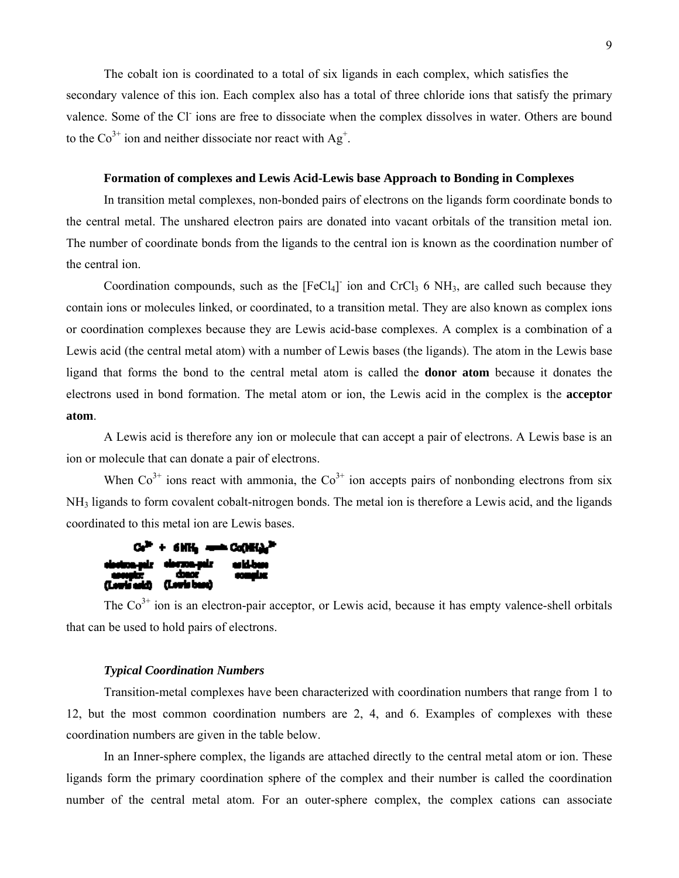The cobalt ion is coordinated to a total of six ligands in each complex, which satisfies the secondary valence of this ion. Each complex also has a total of three chloride ions that satisfy the primary valence. Some of the $Cl^-$ ions are free to dissociate when the complex dissolves in water. Others are bound to the $Co^{3+}$ ion and neither dissociate nor react with $Ag^+$.

### Formation of complexes and Lewis Acid-Lewis base Approach to Bonding in Complexes

In transition metal complexes, non-bonded pairs of electrons on the ligands form coordinate bonds to the central metal. The unshared electron pairs are donated into vacant orbitals of the transition metal ion. The number of coordinate bonds from the ligands to the central ion is known as the coordination number of the central ion.

Coordination compounds, such as the $[FeCl_4]^-$ ion and $CrCl_3$ 6 $NH_3$, are called such because they contain ions or molecules linked, or coordinated, to a transition metal. They are also known as complex ions or coordination complexes because they are Lewis acid-base complexes. A complex is a combination of a Lewis acid (the central metal atom) with a number of Lewis bases (the ligands). The atom in the Lewis base ligand that forms the bond to the central metal atom is called the **donor atom** because it donates the electrons used in bond formation. The metal atom or ion, the Lewis acid in the complex is the **acceptor atom**.

A Lewis acid is therefore any ion or molecule that can accept a pair of electrons. A Lewis base is an ion or molecule that can donate a pair of electrons.

When $Co^{3+}$ ions react with ammonia, the $Co^{3+}$ ion accepts pairs of nonbonding electrons from six $NH_3$ ligands to form covalent cobalt-nitrogen bonds. The metal ion is therefore a Lewis acid, and the ligands coordinated to this metal ion are Lewis bases.

$$Co^{3+} + 6\,NH_3 \rightleftharpoons Co(NH_3)_6^{3+}$$

| $Co^{3+}$ | $6\,NH_3$ | $Co(NH_3)_6^{3+}$ |
|---|---|---|
| electron-pair acceptor (Lewis acid) | electron-pair donor (Lewis base) | acid-base complex |

The $Co^{3+}$ ion is an electron-pair acceptor, or Lewis acid, because it has empty valence-shell orbitals that can be used to hold pairs of electrons.

#### *Typical Coordination Numbers*

Transition-metal complexes have been characterized with coordination numbers that range from 1 to 12, but the most common coordination numbers are 2, 4, and 6. Examples of complexes with these coordination numbers are given in the table below.

In an Inner-sphere complex, the ligands are attached directly to the central metal atom or ion. These ligands form the primary coordination sphere of the complex and their number is called the coordination number of the central metal atom. For an outer-sphere complex, the complex cations can associate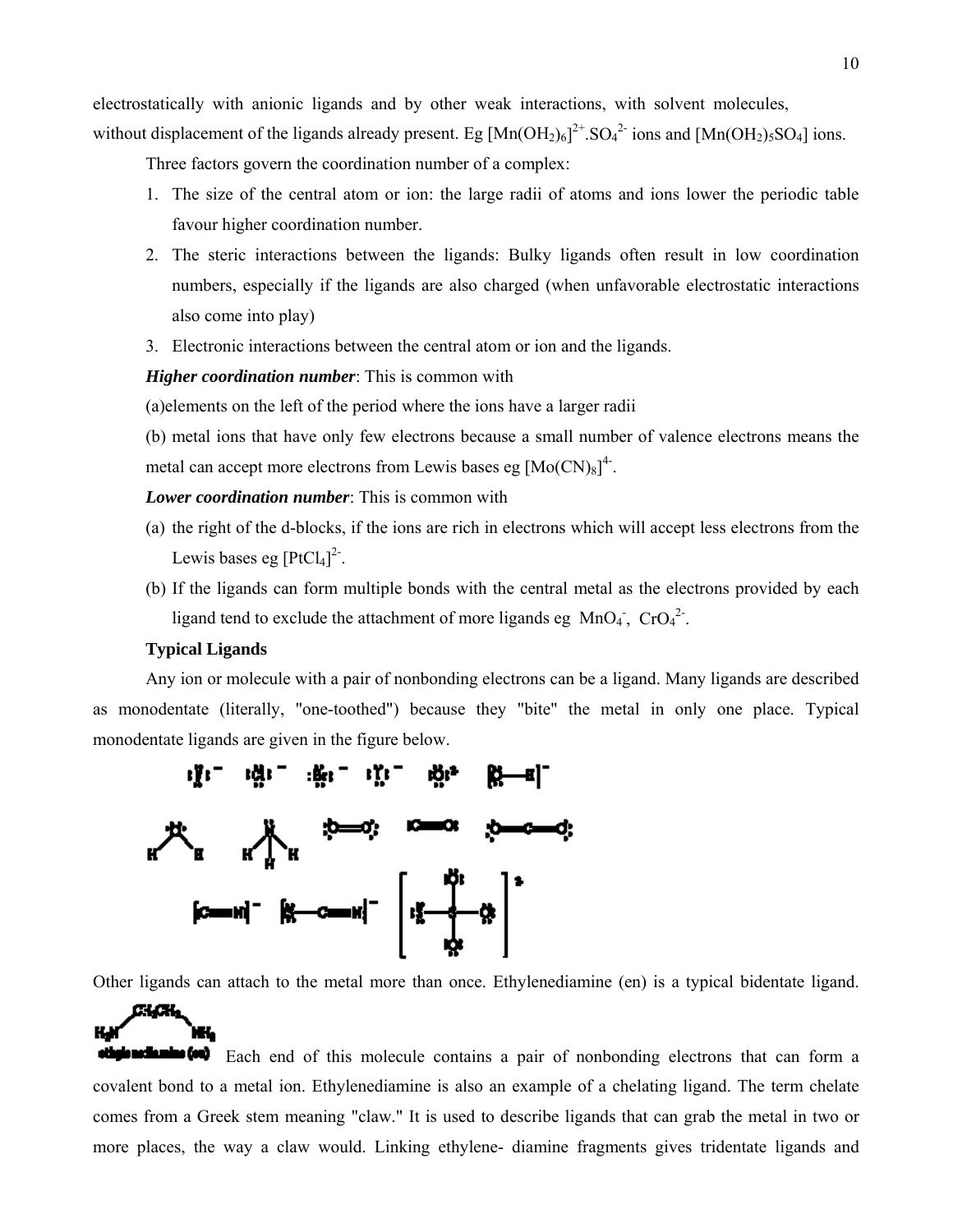electrostatically with anionic ligands and by other weak interactions, with solvent molecules, without displacement of the ligands already present. Eg $[Mn(OH_2)_6]^{2+}.SO_4^{2-}$ ions and $[Mn(OH_2)_5SO_4]$ ions.

Three factors govern the coordination number of a complex:

1. The size of the central atom or ion: the large radii of atoms and ions lower the periodic table favour higher coordination number.
2. The steric interactions between the ligands: Bulky ligands often result in low coordination numbers, especially if the ligands are also charged (when unfavorable electrostatic interactions also come into play)
3. Electronic interactions between the central atom or ion and the ligands.

***Higher coordination number***: This is common with

(a)elements on the left of the period where the ions have a larger radii

(b) metal ions that have only few electrons because a small number of valence electrons means the metal can accept more electrons from Lewis bases eg $[Mo(CN)_8]^{4-}$.

***Lower coordination number***: This is common with

(a) the right of the d-blocks, if the ions are rich in electrons which will accept less electrons from the Lewis bases eg $[PtCl_4]^{2-}$.

(b) If the ligands can form multiple bonds with the central metal as the electrons provided by each ligand tend to exclude the attachment of more ligands eg $MnO_4^-$, $CrO_4^{2-}$.

**Typical Ligands**

Any ion or molecule with a pair of nonbonding electrons can be a ligand. Many ligands are described as monodentate (literally, "one-toothed") because they "bite" the metal in only one place. Typical monodentate ligands are given in the figure below.

Other ligands can attach to the metal more than once. Ethylenediamine (en) is a typical bidentate ligand.

ethylenediamine (en) Each end of this molecule contains a pair of nonbonding electrons that can form a covalent bond to a metal ion. Ethylenediamine is also an example of a chelating ligand. The term chelate comes from a Greek stem meaning "claw." It is used to describe ligands that can grab the metal in two or more places, the way a claw would. Linking ethylene- diamine fragments gives tridentate ligands and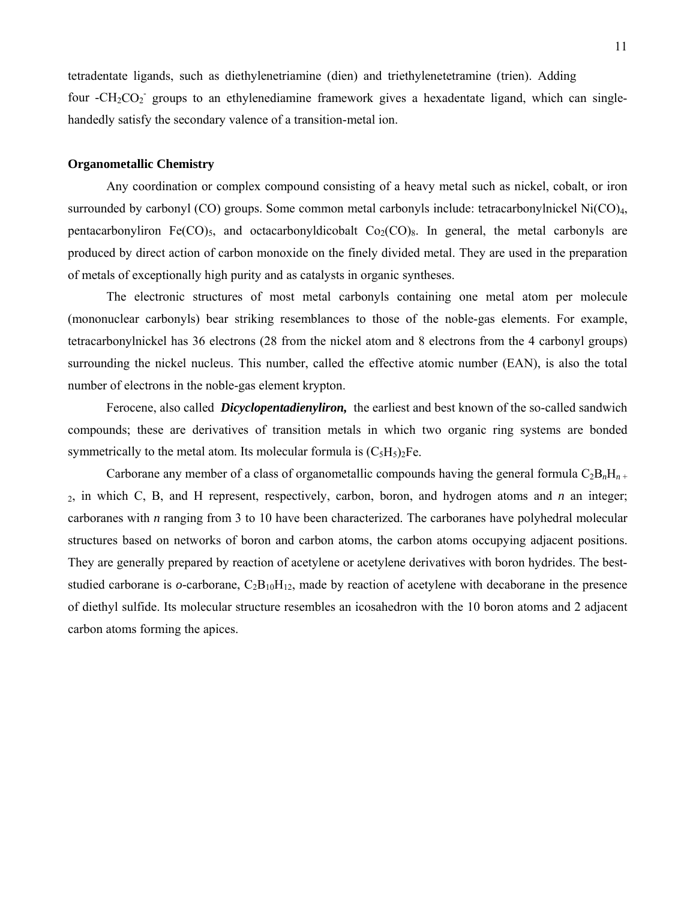tetradentate ligands, such as diethylenetriamine (dien) and triethylenetetramine (trien). Adding four $-CH_2CO_2^-$ groups to an ethylenediamine framework gives a hexadentate ligand, which can single-handedly satisfy the secondary valence of a transition-metal ion.

**Organometallic Chemistry**

Any coordination or complex compound consisting of a heavy metal such as nickel, cobalt, or iron surrounded by carbonyl (CO) groups. Some common metal carbonyls include: tetracarbonylnickel $Ni(CO)_4$, pentacarbonyliron $Fe(CO)_5$, and octacarbonyldicobalt $Co_2(CO)_8$. In general, the metal carbonyls are produced by direct action of carbon monoxide on the finely divided metal. They are used in the preparation of metals of exceptionally high purity and as catalysts in organic syntheses.

The electronic structures of most metal carbonyls containing one metal atom per molecule (mononuclear carbonyls) bear striking resemblances to those of the noble-gas elements. For example, tetracarbonylnickel has 36 electrons (28 from the nickel atom and 8 electrons from the 4 carbonyl groups) surrounding the nickel nucleus. This number, called the effective atomic number (EAN), is also the total number of electrons in the noble-gas element krypton.

Ferocene, also called ***Dicyclopentadienyliron,*** the earliest and best known of the so-called sandwich compounds; these are derivatives of transition metals in which two organic ring systems are bonded symmetrically to the metal atom. Its molecular formula is $(C_5H_5)_2Fe$.

Carborane any member of a class of organometallic compounds having the general formula $C_2B_nH_{n+2}$, in which C, B, and H represent, respectively, carbon, boron, and hydrogen atoms and *n* an integer; carboranes with *n* ranging from 3 to 10 have been characterized. The carboranes have polyhedral molecular structures based on networks of boron and carbon atoms, the carbon atoms occupying adjacent positions. They are generally prepared by reaction of acetylene or acetylene derivatives with boron hydrides. The best-studied carborane is *o*-carborane, $C_2B_{10}H_{12}$, made by reaction of acetylene with decaborane in the presence of diethyl sulfide. Its molecular structure resembles an icosahedron with the 10 boron atoms and 2 adjacent carbon atoms forming the apices.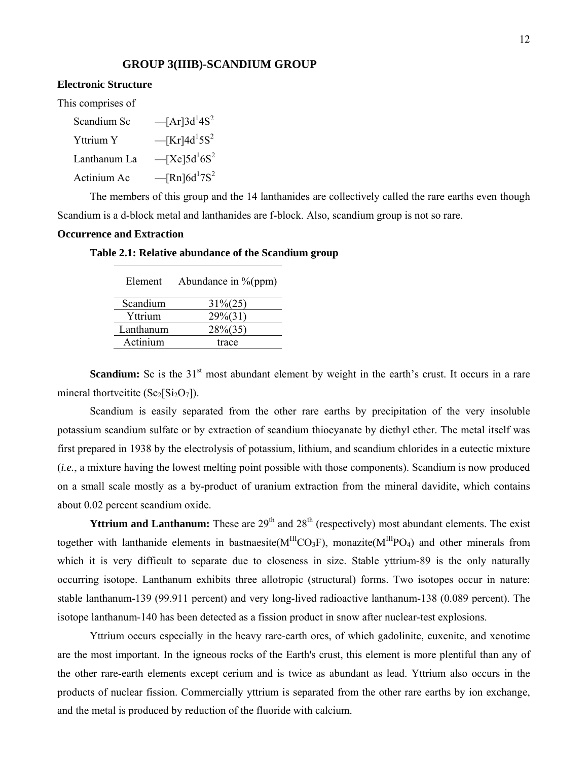## GROUP 3(IIIB)-SCANDIUM GROUP

**Electronic Structure**

This comprises of

Scandium Sc —$[Ar]3d^1 4S^2$

Yttrium Y —$[Kr]4d^1 5S^2$

Lanthanum La —$[Xe]5d^1 6S^2$

Actinium Ac —$[Rn]6d^1 7S^2$

The members of this group and the 14 lanthanides are collectively called the rare earths even though Scandium is a d-block metal and lanthanides are f-block. Also, scandium group is not so rare.

**Occurrence and Extraction**

**Table 2.1: Relative abundance of the Scandium group**

| Element | Abundance in %(ppm) |
|---|---|
| Scandium | 31%(25) |
| Yttrium | 29%(31) |
| Lanthanum | 28%(35) |
| Actinium | trace |

**Scandium:** Sc is the $31^{st}$ most abundant element by weight in the earth's crust. It occurs in a rare mineral thortveitite ($Sc_2[Si_2O_7]$).

Scandium is easily separated from the other rare earths by precipitation of the very insoluble potassium scandium sulfate or by extraction of scandium thiocyanate by diethyl ether. The metal itself was first prepared in 1938 by the electrolysis of potassium, lithium, and scandium chlorides in a eutectic mixture (*i.e.*, a mixture having the lowest melting point possible with those components). Scandium is now produced on a small scale mostly as a by-product of uranium extraction from the mineral davidite, which contains about 0.02 percent scandium oxide.

**Yttrium and Lanthanum:** These are $29^{th}$ and $28^{th}$ (respectively) most abundant elements. The exist together with lanthanide elements in bastnaesite($M^{III}CO_3F$), monazite($M^{III}PO_4$) and other minerals from which it is very difficult to separate due to closeness in size. Stable yttrium-89 is the only naturally occurring isotope. Lanthanum exhibits three allotropic (structural) forms. Two isotopes occur in nature: stable lanthanum-139 (99.911 percent) and very long-lived radioactive lanthanum-138 (0.089 percent). The isotope lanthanum-140 has been detected as a fission product in snow after nuclear-test explosions.

Yttrium occurs especially in the heavy rare-earth ores, of which gadolinite, euxenite, and xenotime are the most important. In the igneous rocks of the Earth's crust, this element is more plentiful than any of the other rare-earth elements except cerium and is twice as abundant as lead. Yttrium also occurs in the products of nuclear fission. Commercially yttrium is separated from the other rare earths by ion exchange, and the metal is produced by reduction of the fluoride with calcium.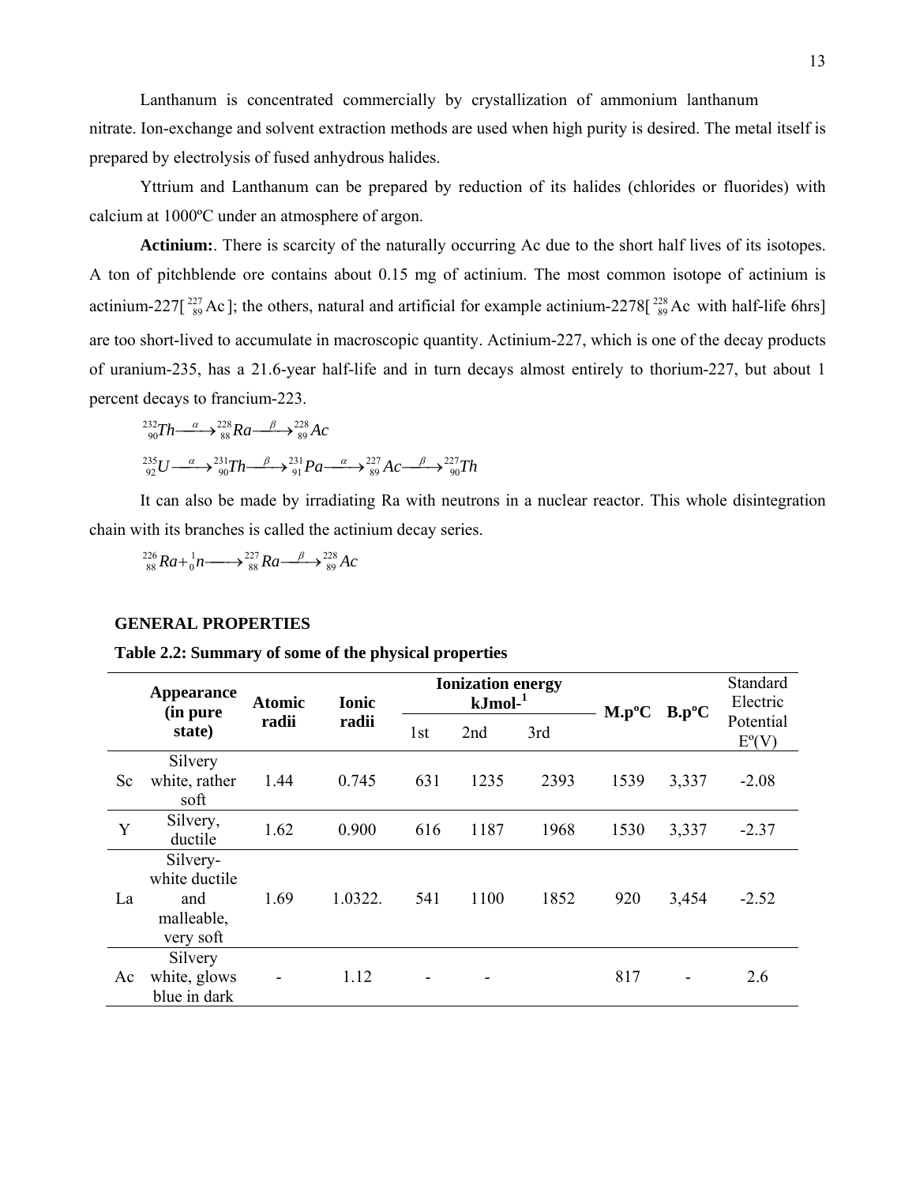Lanthanum is concentrated commercially by crystallization of ammonium lanthanum nitrate. Ion-exchange and solvent extraction methods are used when high purity is desired. The metal itself is prepared by electrolysis of fused anhydrous halides.

Yttrium and Lanthanum can be prepared by reduction of its halides (chlorides or fluorides) with calcium at 1000ºC under an atmosphere of argon.

**Actinium:**. There is scarcity of the naturally occurring Ac due to the short half lives of its isotopes. A ton of pitchblende ore contains about 0.15 mg of actinium. The most common isotope of actinium is actinium-227[ $^{227}_{89}Ac$ ]; the others, natural and artificial for example actinium-2278[ $^{228}_{89}Ac$ with half-life 6hrs] are too short-lived to accumulate in macroscopic quantity. Actinium-227, which is one of the decay products of uranium-235, has a 21.6-year half-life and in turn decays almost entirely to thorium-227, but about 1 percent decays to francium-223.

$$^{232}_{90}Th \xrightarrow{\alpha} {}^{228}_{88}Ra \xrightarrow{\beta} {}^{228}_{89}Ac$$

$$^{235}_{92}U \xrightarrow{\alpha} {}^{231}_{90}Th \xrightarrow{\beta} {}^{231}_{91}Pa \xrightarrow{\alpha} {}^{227}_{89}Ac \xrightarrow{\beta} {}^{227}_{90}Th$$

It can also be made by irradiating Ra with neutrons in a nuclear reactor. This whole disintegration chain with its branches is called the actinium decay series.

$$^{226}_{88}Ra + {}^{1}_{0}n \longrightarrow {}^{227}_{88}Ra \xrightarrow{\beta} {}^{228}_{89}Ac$$

## GENERAL PROPERTIES

**Table 2.2: Summary of some of the physical properties**

| | Appearance (in pure state) | Atomic radii | Ionic radii | Ionization energy $kJmol^{-1}$ | | | M.pºC | B.pºC | Standard Electric Potential Eº(V) |
|---|---|---|---|---|---|---|---|---|---|
| | | | | 1st | 2nd | 3rd | | | |
| Sc | Silvery white, rather soft | 1.44 | 0.745 | 631 | 1235 | 2393 | 1539 | 3,337 | -2.08 |
| Y | Silvery, ductile | 1.62 | 0.900 | 616 | 1187 | 1968 | 1530 | 3,337 | -2.37 |
| La | Silvery-white ductile and malleable, very soft | 1.69 | 1.0322. | 541 | 1100 | 1852 | 920 | 3,454 | -2.52 |
| Ac | Silvery white, glows blue in dark | - | 1.12 | - | - | | 817 | - | 2.6 |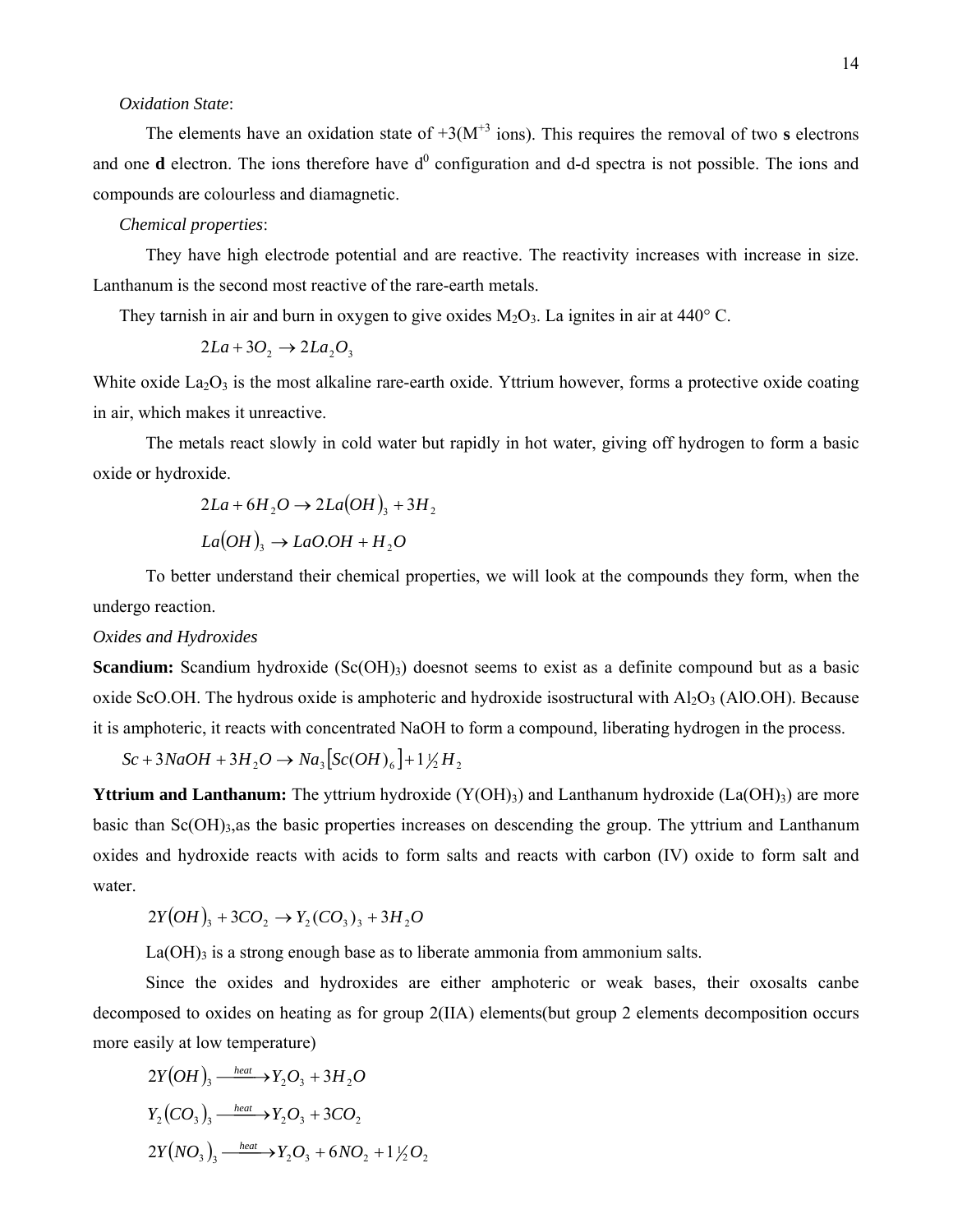*Oxidation State*:

The elements have an oxidation state of +3($M^{+3}$ ions). This requires the removal of two **s** electrons and one **d** electron. The ions therefore have $d^0$ configuration and d-d spectra is not possible. The ions and compounds are colourless and diamagnetic.

*Chemical properties*:

They have high electrode potential and are reactive. The reactivity increases with increase in size. Lanthanum is the second most reactive of the rare-earth metals.

They tarnish in air and burn in oxygen to give oxides $M_2O_3$. La ignites in air at 440° C.

$$2La + 3O_2 \rightarrow 2La_2O_3$$

White oxide $La_2O_3$ is the most alkaline rare-earth oxide. Yttrium however, forms a protective oxide coating in air, which makes it unreactive.

The metals react slowly in cold water but rapidly in hot water, giving off hydrogen to form a basic oxide or hydroxide.

$$2La + 6H_2O \rightarrow 2La(OH)_3 + 3H_2$$

$$La(OH)_3 \rightarrow LaO.OH + H_2O$$

To better understand their chemical properties, we will look at the compounds they form, when the undergo reaction.

*Oxides and Hydroxides*

**Scandium:** Scandium hydroxide ($Sc(OH)_3$) doesnot seems to exist as a definite compound but as a basic oxide ScO.OH. The hydrous oxide is amphoteric and hydroxide isostructural with $Al_2O_3$ (AlO.OH). Because it is amphoteric, it reacts with concentrated NaOH to form a compound, liberating hydrogen in the process.

$$Sc + 3NaOH + 3H_2O \rightarrow Na_3[Sc(OH)_6] + 1\tfrac{1}{2}H_2$$

**Yttrium and Lanthanum:** The yttrium hydroxide ($Y(OH)_3$) and Lanthanum hydroxide ($La(OH)_3$) are more basic than $Sc(OH)_3$,as the basic properties increases on descending the group. The yttrium and Lanthanum oxides and hydroxide reacts with acids to form salts and reacts with carbon (IV) oxide to form salt and water.

$$2Y(OH)_3 + 3CO_2 \rightarrow Y_2(CO_3)_3 + 3H_2O$$

$La(OH)_3$ is a strong enough base as to liberate ammonia from ammonium salts.

Since the oxides and hydroxides are either amphoteric or weak bases, their oxosalts canbe decomposed to oxides on heating as for group 2(IIA) elements(but group 2 elements decomposition occurs more easily at low temperature)

$$2Y(OH)_3 \xrightarrow{heat} Y_2O_3 + 3H_2O$$

$$Y_2(CO_3)_3 \xrightarrow{heat} Y_2O_3 + 3CO_2$$

$$2Y(NO_3)_3 \xrightarrow{heat} Y_2O_3 + 6NO_2 + 1\tfrac{1}{2}O_2$$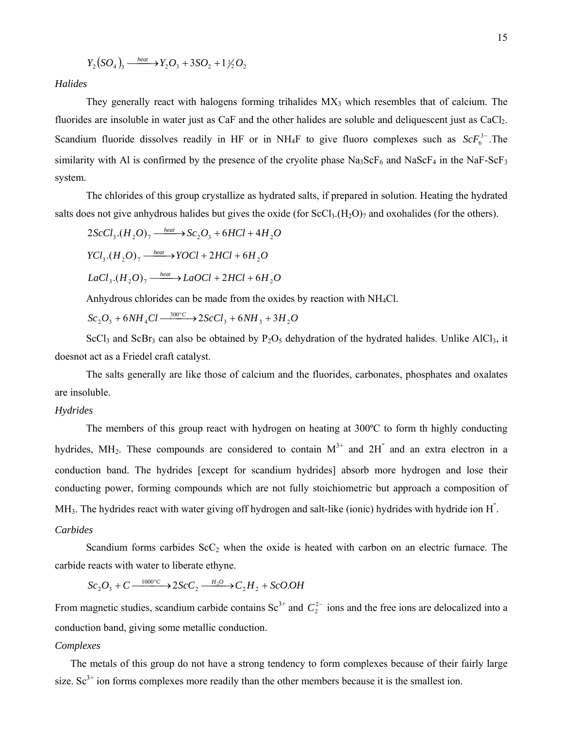$$Y_2(SO_4)_3 \xrightarrow{heat} Y_2O_3 + 3SO_2 + 1\frac{1}{2}O_2$$

*Halides*

They generally react with halogens forming trihalides $MX_3$ which resembles that of calcium. The fluorides are insoluble in water just as CaF and the other halides are soluble and deliquescent just as $CaCl_2$. Scandium fluoride dissolves readily in HF or in $NH_4F$ to give fluoro complexes such as $ScF_6^{3-}$.The similarity with Al is confirmed by the presence of the cryolite phase $Na_3ScF_6$ and $NaScF_4$ in the NaF-$ScF_3$ system.

The chlorides of this group crystallize as hydrated salts, if prepared in solution. Heating the hydrated salts does not give anhydrous halides but gives the oxide (for $ScCl_3.(H_2O)_7$ and oxohalides (for the others).

$$2ScCl_3.(H_2O)_7 \xrightarrow{heat} Sc_2O_3 + 6HCl + 4H_2O$$

$$YCl_3.(H_2O)_7 \xrightarrow{heat} YOCl + 2HCl + 6H_2O$$

$$LaCl_3.(H_2O)_7 \xrightarrow{heat} LaOCl + 2HCl + 6H_2O$$

Anhydrous chlorides can be made from the oxides by reaction with $NH_4Cl$.

$$Sc_2O_3 + 6NH_4Cl \xrightarrow{300°C} 2ScCl_3 + 6NH_3 + 3H_2O$$

$ScCl_3$ and $ScBr_3$ can also be obtained by $P_2O_5$ dehydration of the hydrated halides. Unlike $AlCl_3$, it doesnot act as a Friedel craft catalyst.

The salts generally are like those of calcium and the fluorides, carbonates, phosphates and oxalates are insoluble.

*Hydrides*

The members of this group react with hydrogen on heating at 300ºC to form th highly conducting hydrides, $MH_2$. These compounds are considered to contain $M^{3+}$ and $2H^-$ and an extra electron in a conduction band. The hydrides [except for scandium hydrides] absorb more hydrogen and lose their conducting power, forming compounds which are not fully stoichiometric but approach a composition of $MH_3$. The hydrides react with water giving off hydrogen and salt-like (ionic) hydrides with hydride ion $H^-$.

*Carbides*

Scandium forms carbides $ScC_2$ when the oxide is heated with carbon on an electric furnace. The carbide reacts with water to liberate ethyne.

$$Sc_2O_3 + C \xrightarrow{1000°C} 2ScC_2 \xrightarrow{H_2O} C_2H_2 + ScO.OH$$

From magnetic studies, scandium carbide contains $Sc^{3+}$ and $C_2^{2-}$ ions and the free ions are delocalized into a conduction band, giving some metallic conduction.

*Complexes*

The metals of this group do not have a strong tendency to form complexes because of their fairly large size. $Sc^{3+}$ ion forms complexes more readily than the other members because it is the smallest ion.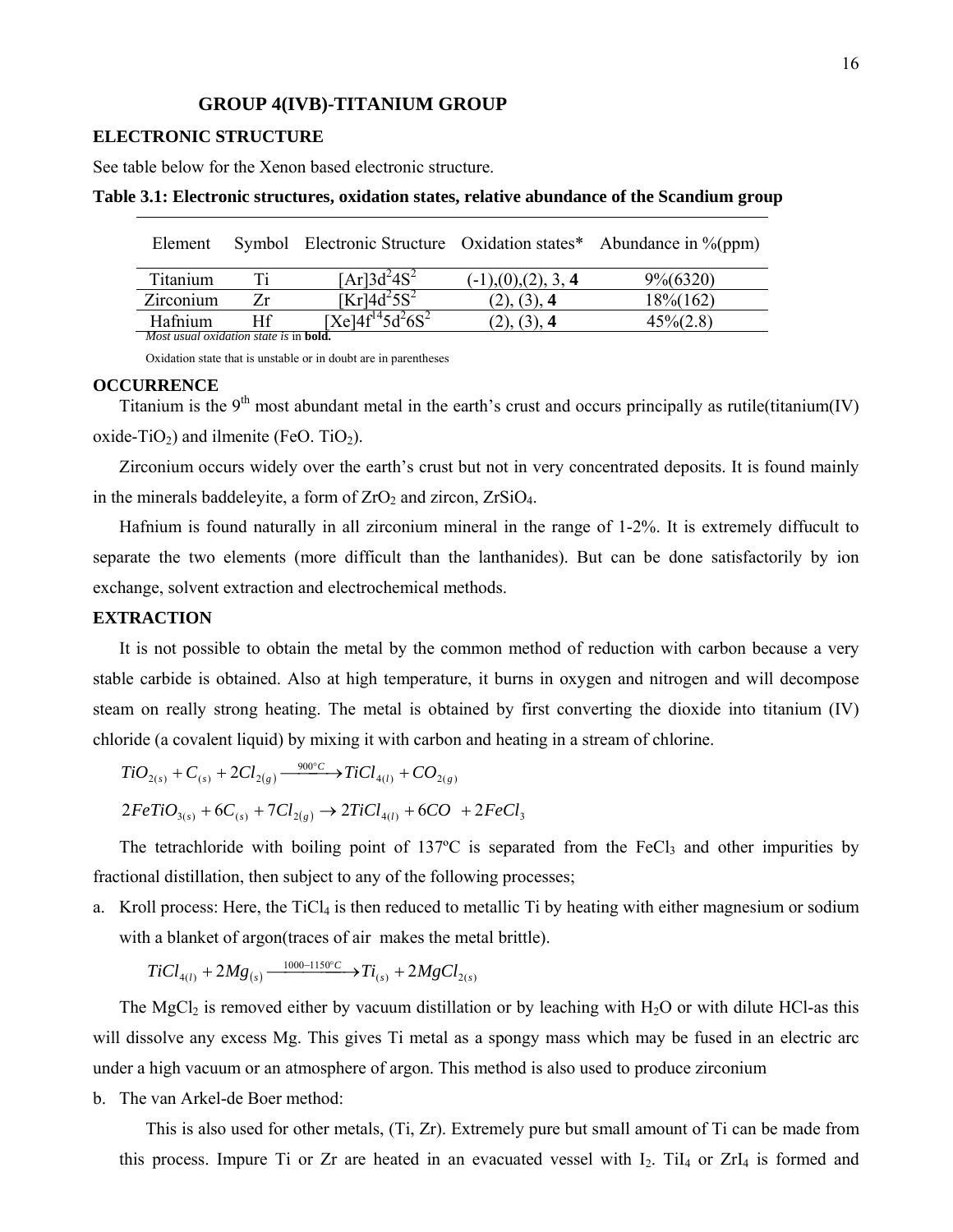# GROUP 4(IVB)-TITANIUM GROUP

## ELECTRONIC STRUCTURE

See table below for the Xenon based electronic structure.

**Table 3.1: Electronic structures, oxidation states, relative abundance of the Scandium group**

| Element | Symbol | Electronic Structure | Oxidation states* | Abundance in %(ppm) |
|---|---|---|---|---|
| Titanium | Ti | $[Ar]3d^2 4S^2$ | (-1),(0),(2), 3, **4** | 9%(6320) |
| Zirconium | Zr | $[Kr]4d^2 5S^2$ | (2), (3), **4** | 18%(162) |
| Hafnium | Hf | $[Xe]4f^{14}5d^2 6S^2$ | (2), (3), **4** | 45%(2.8) |

*Most usual oxidation state is* in **bold.**

Oxidation state that is unstable or in doubt are in parentheses

## OCCURRENCE

Titanium is the 9th most abundant metal in the earth's crust and occurs principally as rutile(titanium(IV) oxide-$TiO_2$) and ilmenite ($FeO.\ TiO_2$).

Zirconium occurs widely over the earth's crust but not in very concentrated deposits. It is found mainly in the minerals baddeleyite, a form of $ZrO_2$ and zircon, $ZrSiO_4$.

Hafnium is found naturally in all zirconium mineral in the range of 1-2%. It is extremely diffucult to separate the two elements (more difficult than the lanthanides). But can be done satisfactorily by ion exchange, solvent extraction and electrochemical methods.

## EXTRACTION

It is not possible to obtain the metal by the common method of reduction with carbon because a very stable carbide is obtained. Also at high temperature, it burns in oxygen and nitrogen and will decompose steam on really strong heating. The metal is obtained by first converting the dioxide into titanium (IV) chloride (a covalent liquid) by mixing it with carbon and heating in a stream of chlorine.

$$TiO_{2(s)} + C_{(s)} + 2Cl_{2(g)} \xrightarrow{900^\circ C} TiCl_{4(l)} + CO_{2(g)}$$

$$2FeTiO_{3(s)} + 6C_{(s)} + 7Cl_{2(g)} \rightarrow 2TiCl_{4(l)} + 6CO + 2FeCl_3$$

The tetrachloride with boiling point of 137ºC is separated from the $FeCl_3$ and other impurities by fractional distillation, then subject to any of the following processes;

a. Kroll process: Here, the $TiCl_4$ is then reduced to metallic Ti by heating with either magnesium or sodium with a blanket of argon(traces of air makes the metal brittle).

$$TiCl_{4(l)} + 2Mg_{(s)} \xrightarrow{1000-1150^\circ C} Ti_{(s)} + 2MgCl_{2(s)}$$

The $MgCl_2$ is removed either by vacuum distillation or by leaching with $H_2O$ or with dilute HCl-as this will dissolve any excess Mg. This gives Ti metal as a spongy mass which may be fused in an electric arc under a high vacuum or an atmosphere of argon. This method is also used to produce zirconium

b. The van Arkel-de Boer method:

This is also used for other metals, (Ti, Zr). Extremely pure but small amount of Ti can be made from this process. Impure Ti or Zr are heated in an evacuated vessel with $I_2$. $TiI_4$ or $ZrI_4$ is formed and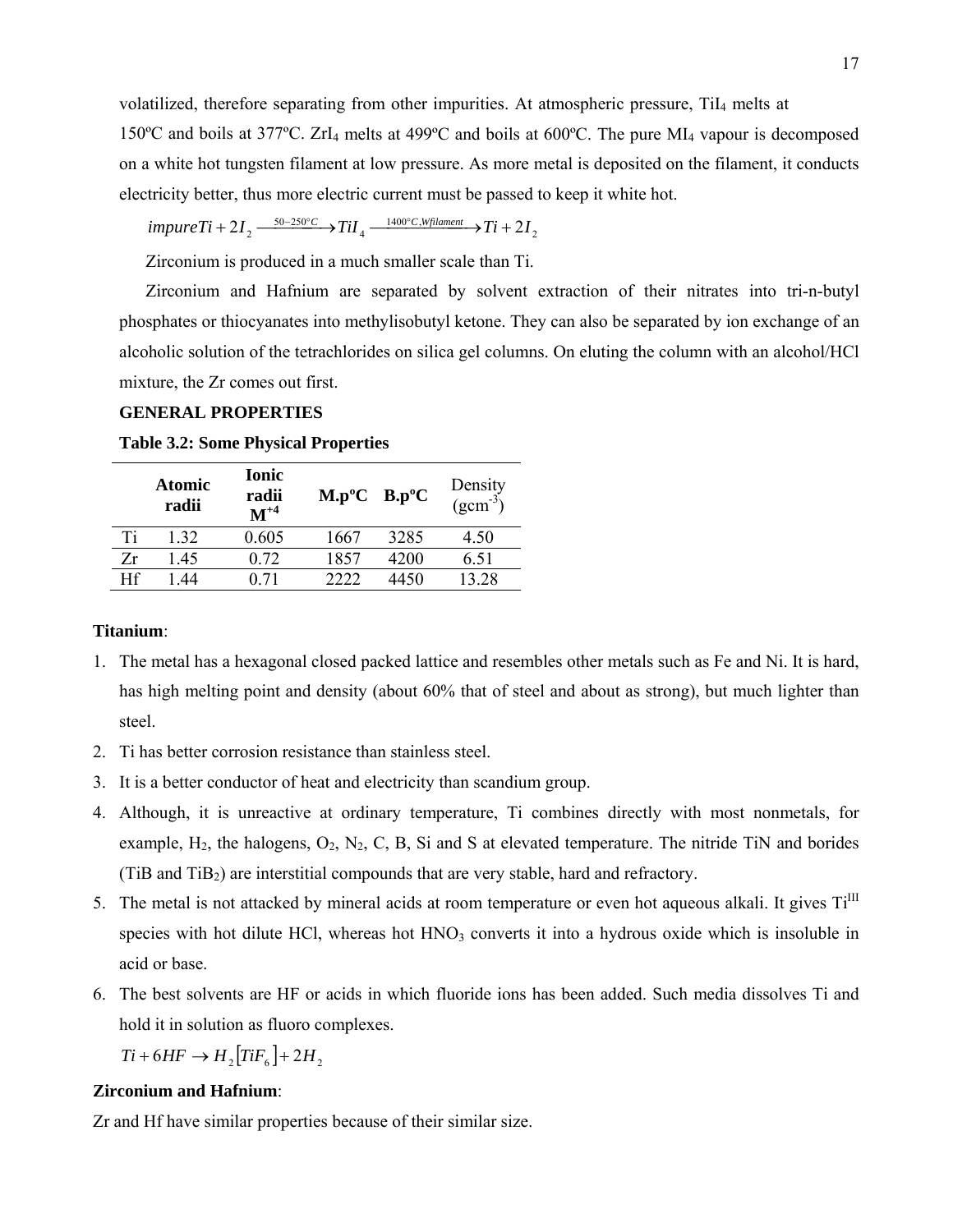volatilized, therefore separating from other impurities. At atmospheric pressure, $TiI_4$ melts at 150ºC and boils at 377ºC. $ZrI_4$ melts at 499ºC and boils at 600ºC. The pure $MI_4$ vapour is decomposed on a white hot tungsten filament at low pressure. As more metal is deposited on the filament, it conducts electricity better, thus more electric current must be passed to keep it white hot.

$$impure Ti + 2I_2 \xrightarrow{50-250°C} TiI_4 \xrightarrow{1400°C, W filament} Ti + 2I_2$$

Zirconium is produced in a much smaller scale than Ti.

Zirconium and Hafnium are separated by solvent extraction of their nitrates into tri-n-butyl phosphates or thiocyanates into methylisobutyl ketone. They can also be separated by ion exchange of an alcoholic solution of the tetrachlorides on silica gel columns. On eluting the column with an alcohol/HCl mixture, the Zr comes out first.

**GENERAL PROPERTIES**

**Table 3.2: Some Physical Properties**

| | Atomic radii | Ionic radii $M^{+4}$ | M.pºC | B.pºC | Density ($gcm^{-3}$) |
|---|---|---|---|---|---|
| Ti | 1.32 | 0.605 | 1667 | 3285 | 4.50 |
| Zr | 1.45 | 0.72 | 1857 | 4200 | 6.51 |
| Hf | 1.44 | 0.71 | 2222 | 4450 | 13.28 |

**Titanium**:

1. The metal has a hexagonal closed packed lattice and resembles other metals such as Fe and Ni. It is hard, has high melting point and density (about 60% that of steel and about as strong), but much lighter than steel.
2. Ti has better corrosion resistance than stainless steel.
3. It is a better conductor of heat and electricity than scandium group.
4. Although, it is unreactive at ordinary temperature, Ti combines directly with most nonmetals, for example, $H_2$, the halogens, $O_2$, $N_2$, C, B, Si and S at elevated temperature. The nitride TiN and borides (TiB and $TiB_2$) are interstitial compounds that are very stable, hard and refractory.
5. The metal is not attacked by mineral acids at room temperature or even hot aqueous alkali. It gives $Ti^{III}$ species with hot dilute HCl, whereas hot $HNO_3$ converts it into a hydrous oxide which is insoluble in acid or base.
6. The best solvents are HF or acids in which fluoride ions has been added. Such media dissolves Ti and hold it in solution as fluoro complexes.

$$Ti + 6HF \rightarrow H_2[TiF_6] + 2H_2$$

**Zirconium and Hafnium**:

Zr and Hf have similar properties because of their similar size.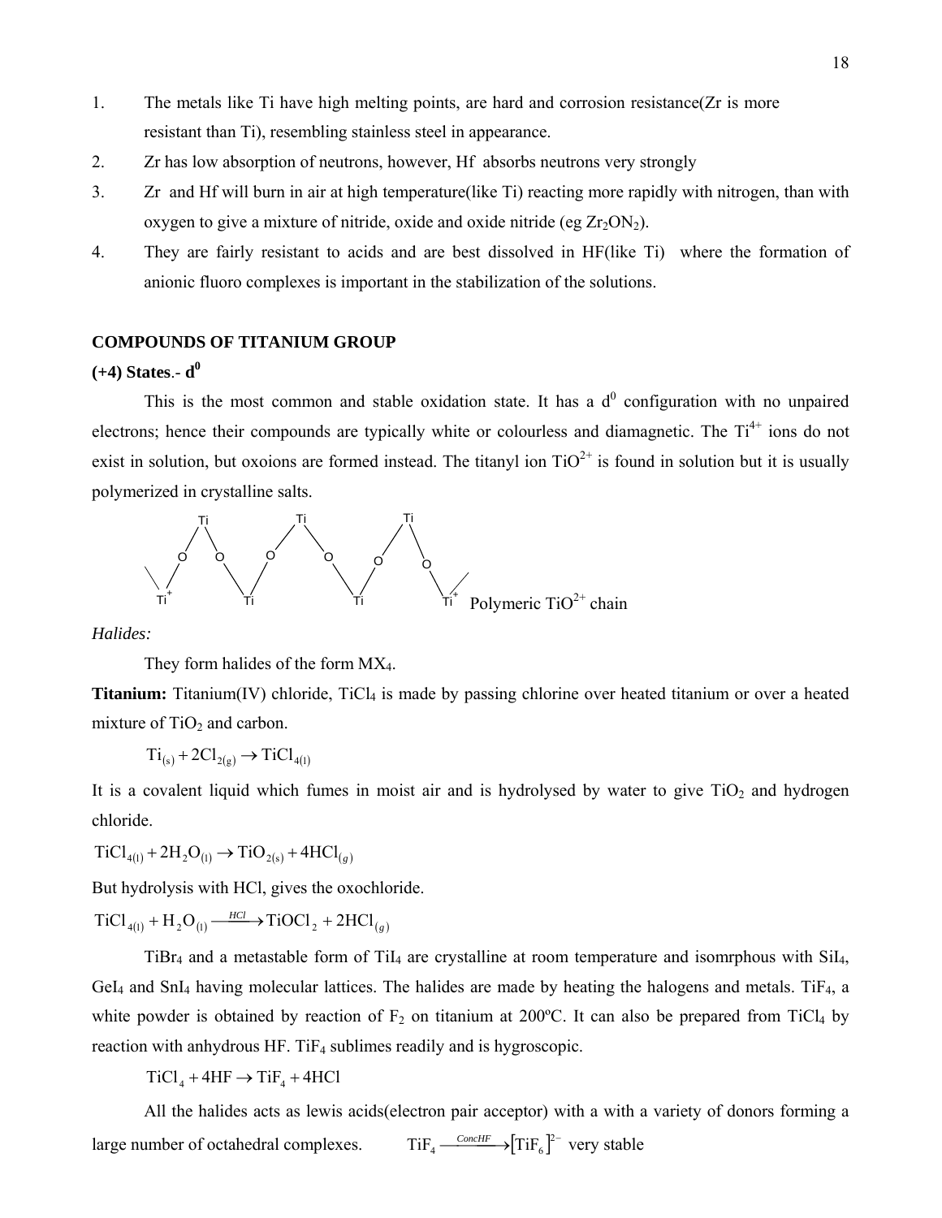1. The metals like Ti have high melting points, are hard and corrosion resistance(Zr is more resistant than Ti), resembling stainless steel in appearance.
2. Zr has low absorption of neutrons, however, Hf absorbs neutrons very strongly
3. Zr and Hf will burn in air at high temperature(like Ti) reacting more rapidly with nitrogen, than with oxygen to give a mixture of nitride, oxide and oxide nitride (eg $Zr_2ON_2$).
4. They are fairly resistant to acids and are best dissolved in HF(like Ti) where the formation of anionic fluoro complexes is important in the stabilization of the solutions.

## COMPOUNDS OF TITANIUM GROUP

### (+4) States.- $d^0$

This is the most common and stable oxidation state. It has a $d^0$ configuration with no unpaired electrons; hence their compounds are typically white or colourless and diamagnetic. The $Ti^{4+}$ ions do not exist in solution, but oxoions are formed instead. The titanyl ion $TiO^{2+}$ is found in solution but it is usually polymerized in crystalline salts.

Polymeric $TiO^{2+}$ chain

*Halides:*

They form halides of the form $MX_4$.

**Titanium:** Titanium(IV) chloride, $TiCl_4$ is made by passing chlorine over heated titanium or over a heated mixture of $TiO_2$ and carbon.

$$Ti_{(s)} + 2Cl_{2(g)} \rightarrow TiCl_{4(l)}$$

It is a covalent liquid which fumes in moist air and is hydrolysed by water to give $TiO_2$ and hydrogen chloride.

$$TiCl_{4(l)} + 2H_2O_{(l)} \rightarrow TiO_{2(s)} + 4HCl_{(g)}$$

But hydrolysis with HCl, gives the oxochloride.

$$TiCl_{4(l)} + H_2O_{(l)} \xrightarrow{HCl} TiOCl_2 + 2HCl_{(g)}$$

$TiBr_4$ and a metastable form of $TiI_4$ are crystalline at room temperature and isomrphous with $SiI_4$, $GeI_4$ and $SnI_4$ having molecular lattices. The halides are made by heating the halogens and metals. $TiF_4$, a white powder is obtained by reaction of $F_2$ on titanium at 200ºC. It can also be prepared from $TiCl_4$ by reaction with anhydrous HF. $TiF_4$ sublimes readily and is hygroscopic.

$$TiCl_4 + 4HF \rightarrow TiF_4 + 4HCl$$

All the halides acts as lewis acids(electron pair acceptor) with a with a variety of donors forming a large number of octahedral complexes. $TiF_4 \xrightarrow{ConcHF} [TiF_6]^{2-}$ very stable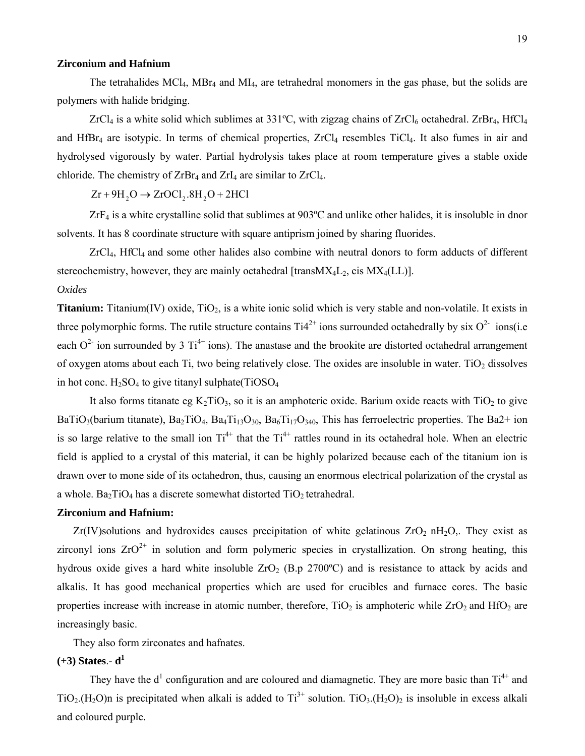**Zirconium and Hafnium**

The tetrahalides $MCl_4$, $MBr_4$ and $MI_4$, are tetrahedral monomers in the gas phase, but the solids are polymers with halide bridging.

$ZrCl_4$ is a white solid which sublimes at 331ºC, with zigzag chains of $ZrCl_6$ octahedral. $ZrBr_4$, $HfCl_4$ and $HfBr_4$ are isotypic. In terms of chemical properties, $ZrCl_4$ resembles $TiCl_4$. It also fumes in air and hydrolysed vigorously by water. Partial hydrolysis takes place at room temperature gives a stable oxide chloride. The chemistry of $ZrBr_4$ and $ZrI_4$ are similar to $ZrCl_4$.

$$Zr + 9H_2O \rightarrow ZrOCl_2.8H_2O + 2HCl$$

$ZrF_4$ is a white crystalline solid that sublimes at 903ºC and unlike other halides, it is insoluble in dnor solvents. It has 8 coordinate structure with square antiprism joined by sharing fluorides.

$ZrCl_4$, $HfCl_4$ and some other halides also combine with neutral donors to form adducts of different stereochemistry, however, they are mainly octahedral [trans$MX_4L_2$, cis $MX_4(LL)$].

*Oxides*

**Titanium:** Titanium(IV) oxide, $TiO_2$, is a white ionic solid which is very stable and non-volatile. It exists in three polymorphic forms. The rutile structure contains $Ti4^{2+}$ ions surrounded octahedrally by six $O^{2-}$ ions(i.e each $O^{2-}$ ion surrounded by 3 $Ti^{4+}$ ions). The anastase and the brookite are distorted octahedral arrangement of oxygen atoms about each Ti, two being relatively close. The oxides are insoluble in water. $TiO_2$ dissolves in hot conc. $H_2SO_4$ to give titanyl sulphate($TiOSO_4$

It also forms titanate eg $K_2TiO_3$, so it is an amphoteric oxide. Barium oxide reacts with $TiO_2$ to give $BaTiO_3$(barium titanate), $Ba_2TiO_4$, $Ba_4Ti_{13}O_{30}$, $Ba_6Ti_{17}O_{340}$, This has ferroelectric properties. The Ba2+ ion is so large relative to the small ion $Ti^{4+}$ that the $Ti^{4+}$ rattles round in its octahedral hole. When an electric field is applied to a crystal of this material, it can be highly polarized because each of the titanium ion is drawn over to mone side of its octahedron, thus, causing an enormous electrical polarization of the crystal as a whole. $Ba_2TiO_4$ has a discrete somewhat distorted $TiO_2$ tetrahedral.

**Zirconium and Hafnium:**

Zr(IV)solutions and hydroxides causes precipitation of white gelatinous $ZrO_2$ $nH_2O$,. They exist as zirconyl ions $ZrO^{2+}$ in solution and form polymeric species in crystallization. On strong heating, this hydrous oxide gives a hard white insoluble $ZrO_2$ (B.p 2700ºC) and is resistance to attack by acids and alkalis. It has good mechanical properties which are used for crucibles and furnace cores. The basic properties increase with increase in atomic number, therefore, $TiO_2$ is amphoteric while $ZrO_2$ and $HfO_2$ are increasingly basic.

They also form zirconates and hafnates.

**(+3) States.- $d^1$**

They have the $d^1$ configuration and are coloured and diamagnetic. They are more basic than $Ti^{4+}$ and $TiO_2.(H_2O)n$ is precipitated when alkali is added to $Ti^{3+}$ solution. $TiO_3.(H_2O)_2$ is insoluble in excess alkali and coloured purple.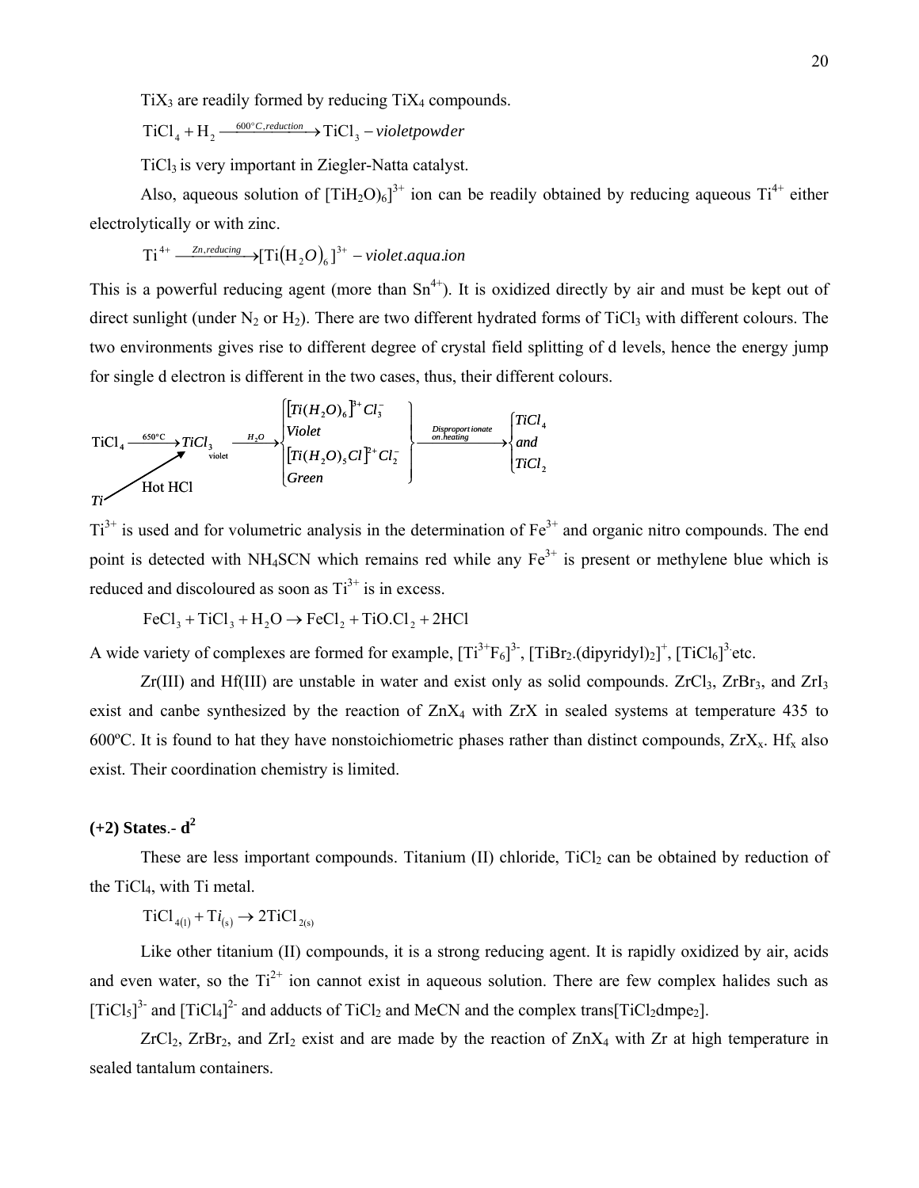$TiX_3$ are readily formed by reducing $TiX_4$ compounds.

$$\mathrm{TiCl_4 + H_2 \xrightarrow{600°C, reduction} TiCl_3} - violetpowder$$

$TiCl_3$ is very important in Ziegler-Natta catalyst.

Also, aqueous solution of $[TiH_2O)_6]^{3+}$ ion can be readily obtained by reducing aqueous $Ti^{4+}$ either electrolytically or with zinc.

$$\mathrm{Ti^{4+} \xrightarrow{Zn, reducing} [Ti(H_2O)_6]^{3+}} - violet.aqua.ion$$

This is a powerful reducing agent (more than $Sn^{4+}$). It is oxidized directly by air and must be kept out of direct sunlight (under $N_2$ or $H_2$). There are two different hydrated forms of $TiCl_3$ with different colours. The two environments gives rise to different degree of crystal field splitting of d levels, hence the energy jump for single d electron is different in the two cases, thus, their different colours.

$$\mathrm{TiCl_4} \xrightarrow{650°C} \underset{\text{violet}}{TiCl_3} \xrightarrow{H_2O} \left\{ \begin{array}{l} [Ti(H_2O)_6]^{3+} Cl_3^- \\ Violet \\ [Ti(H_2O)_5Cl]^{2+} Cl_2^- \\ Green \end{array} \right\} \xrightarrow[\text{on heating}]{\text{Disproportionate}} \left\{ \begin{array}{l} TiCl_4 \\ and \\ TiCl_2 \end{array} \right.$$

$$Ti \xrightarrow{\text{Hot HCl}} TiCl_3$$

$Ti^{3+}$ is used and for volumetric analysis in the determination of $Fe^{3+}$ and organic nitro compounds. The end point is detected with $NH_4SCN$ which remains red while any $Fe^{3+}$ is present or methylene blue which is reduced and discoloured as soon as $Ti^{3+}$ is in excess.

$$\mathrm{FeCl_3 + TiCl_3 + H_2O \rightarrow FeCl_2 + TiO.Cl_2 + 2HCl}$$

A wide variety of complexes are formed for example, $[Ti^{3+}F_6]^{3-}$, $[TiBr_2.(dipyridyl)_2]^+$, $[TiCl_6]^{3-}$etc.

Zr(III) and Hf(III) are unstable in water and exist only as solid compounds. $ZrCl_3$, $ZrBr_3$, and $ZrI_3$ exist and canbe synthesized by the reaction of $ZnX_4$ with ZrX in sealed systems at temperature 435 to 600ºC. It is found to hat they have nonstoichiometric phases rather than distinct compounds, $ZrX_x$. $Hf_x$ also exist. Their coordination chemistry is limited.

**(+2) States**.- **$d^2$**

These are less important compounds. Titanium (II) chloride, $TiCl_2$ can be obtained by reduction of the $TiCl_4$, with Ti metal.

$$\mathrm{TiCl_{4(l)} + Ti_{(s)} \rightarrow 2TiCl_{2(s)}}$$

Like other titanium (II) compounds, it is a strong reducing agent. It is rapidly oxidized by air, acids and even water, so the $Ti^{2+}$ ion cannot exist in aqueous solution. There are few complex halides such as $[TiCl_5]^{3-}$ and $[TiCl_4]^{2-}$ and adducts of $TiCl_2$ and MeCN and the complex trans$[TiCl_2dmpe_2]$.

$ZrCl_2$, $ZrBr_2$, and $ZrI_2$ exist and are made by the reaction of $ZnX_4$ with Zr at high temperature in sealed tantalum containers.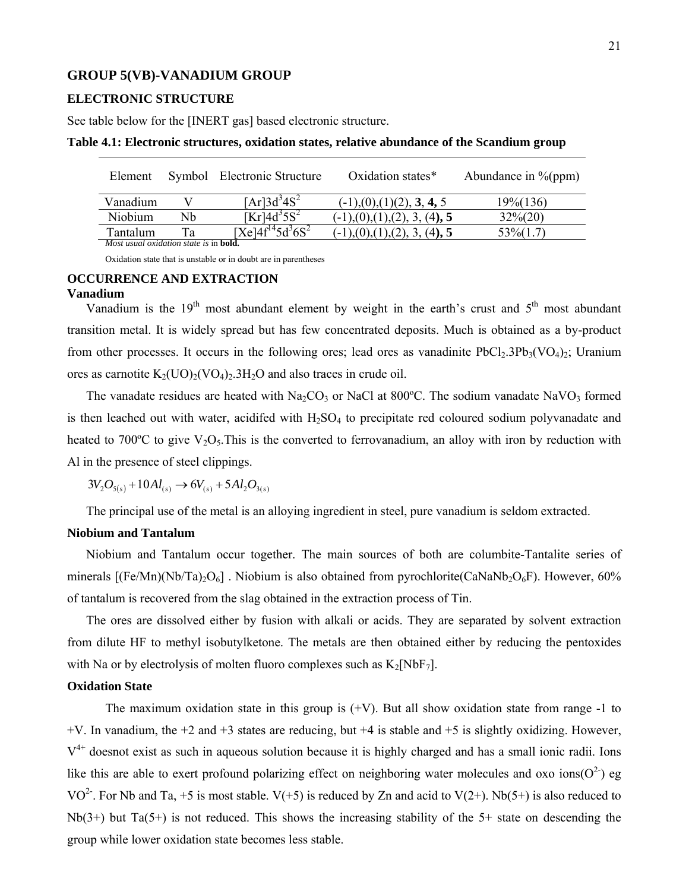## GROUP 5(VB)-VANADIUM GROUP

### ELECTRONIC STRUCTURE

See table below for the [INERT gas] based electronic structure.

**Table 4.1: Electronic structures, oxidation states, relative abundance of the Scandium group**

| Element | Symbol | Electronic Structure | Oxidation states* | Abundance in %(ppm) |
|---|---|---|---|---|
| Vanadium | V | $[Ar]3d^3 4S^2$ | (-1),(0),(1)(2), **3**, **4,** 5 | 19%(136) |
| Niobium | Nb | $[Kr]4d^3 5S^2$ | (-1),(0),(1),(2), 3, (4**), 5** | 32%(20) |
| Tantalum | Ta | $[Xe]4f^{14} 5d^3 6S^2$ | (-1),(0),(1),(2), 3, (4**), 5** | 53%(1.7) |

*Most usual oxidation state is* in **bold.**

Oxidation state that is unstable or in doubt are in parentheses

### OCCURRENCE AND EXTRACTION

**Vanadium**

Vanadium is the 19th most abundant element by weight in the earth's crust and 5th most abundant transition metal. It is widely spread but has few concentrated deposits. Much is obtained as a by-product from other processes. It occurs in the following ores; lead ores as vanadinite $PbCl_2.3Pb_3(VO_4)_2$; Uranium ores as carnotite $K_2(UO)_2(VO_4)_2.3H_2O$ and also traces in crude oil.

The vanadate residues are heated with $Na_2CO_3$ or NaCl at 800ºC. The sodium vanadate $NaVO_3$ formed is then leached out with water, acidifed with $H_2SO_4$ to precipitate red coloured sodium polyvanadate and heated to 700ºC to give $V_2O_5$.This is the converted to ferrovanadium, an alloy with iron by reduction with Al in the presence of steel clippings.

$$3V_2O_{5(s)} + 10Al_{(s)} \rightarrow 6V_{(s)} + 5Al_2O_{3(s)}$$

The principal use of the metal is an alloying ingredient in steel, pure vanadium is seldom extracted.

**Niobium and Tantalum**

Niobium and Tantalum occur together. The main sources of both are columbite-Tantalite series of minerals $[(Fe/Mn)(Nb/Ta)_2O_6]$ . Niobium is also obtained from pyrochlorite($CaNaNb_2O_6F$). However, 60% of tantalum is recovered from the slag obtained in the extraction process of Tin.

The ores are dissolved either by fusion with alkali or acids. They are separated by solvent extraction from dilute HF to methyl isobutylketone. The metals are then obtained either by reducing the pentoxides with Na or by electrolysis of molten fluoro complexes such as $K_2[NbF_7]$.

**Oxidation State**

The maximum oxidation state in this group is (+V). But all show oxidation state from range -1 to +V. In vanadium, the +2 and +3 states are reducing, but +4 is stable and +5 is slightly oxidizing. However, $V^{4+}$ doesnot exist as such in aqueous solution because it is highly charged and has a small ionic radii. Ions like this are able to exert profound polarizing effect on neighboring water molecules and oxo ions($O^{2-}$) eg $VO^{2-}$. For Nb and Ta, +5 is most stable. V(+5) is reduced by Zn and acid to V(2+). Nb(5+) is also reduced to Nb(3+) but Ta(5+) is not reduced. This shows the increasing stability of the 5+ state on descending the group while lower oxidation state becomes less stable.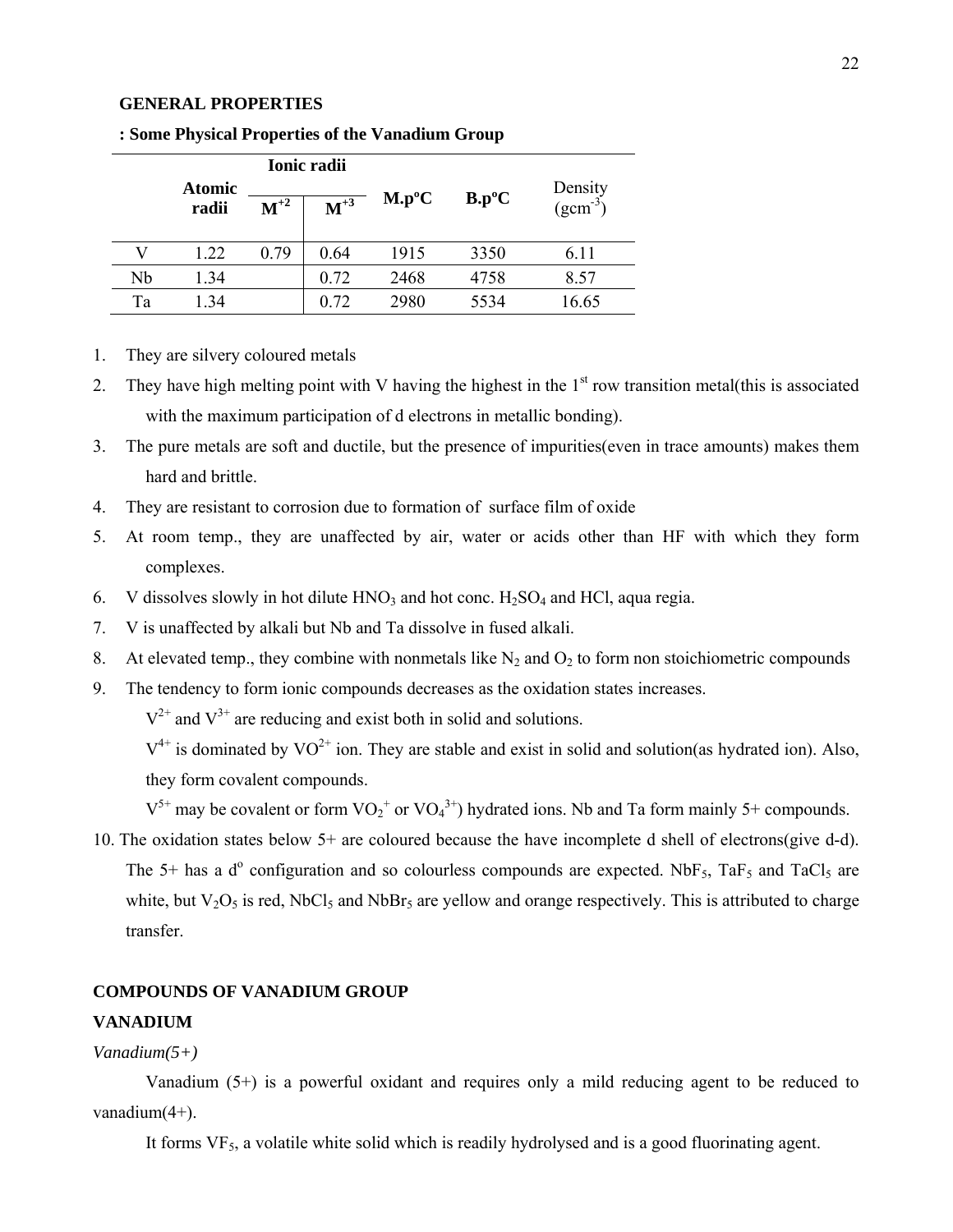**GENERAL PROPERTIES**

**: Some Physical Properties of the Vanadium Group**

| | Atomic radii | Ionic radii | | M.p°C | B.p°C | Density ($gcm^{-3}$) |
|---|---|---|---|---|---|---|
| | | $M^{+2}$ | $M^{+3}$ | | | |
| V | 1.22 | 0.79 | 0.64 | 1915 | 3350 | 6.11 |
| Nb | 1.34 | | 0.72 | 2468 | 4758 | 8.57 |
| Ta | 1.34 | | 0.72 | 2980 | 5534 | 16.65 |

1. They are silvery coloured metals
2. They have high melting point with V having the highest in the 1st row transition metal(this is associated with the maximum participation of d electrons in metallic bonding).
3. The pure metals are soft and ductile, but the presence of impurities(even in trace amounts) makes them hard and brittle.
4. They are resistant to corrosion due to formation of surface film of oxide
5. At room temp., they are unaffected by air, water or acids other than HF with which they form complexes.
6. V dissolves slowly in hot dilute $HNO_3$ and hot conc. $H_2SO_4$ and HCl, aqua regia.
7. V is unaffected by alkali but Nb and Ta dissolve in fused alkali.
8. At elevated temp., they combine with nonmetals like $N_2$ and $O_2$ to form non stoichiometric compounds
9. The tendency to form ionic compounds decreases as the oxidation states increases.

   $V^{2+}$ and $V^{3+}$ are reducing and exist both in solid and solutions.

   $V^{4+}$ is dominated by $VO^{2+}$ ion. They are stable and exist in solid and solution(as hydrated ion). Also, they form covalent compounds.

   $V^{5+}$ may be covalent or form $VO_2^{+}$ or $VO_4^{3+}$) hydrated ions. Nb and Ta form mainly 5+ compounds.
10. The oxidation states below 5+ are coloured because the have incomplete d shell of electrons(give d-d). The 5+ has a $d^o$ configuration and so colourless compounds are expected. $NbF_5$, $TaF_5$ and $TaCl_5$ are white, but $V_2O_5$ is red, $NbCl_5$ and $NbBr_5$ are yellow and orange respectively. This is attributed to charge transfer.

**COMPOUNDS OF VANADIUM GROUP**

**VANADIUM**

*Vanadium(5+)*

Vanadium (5+) is a powerful oxidant and requires only a mild reducing agent to be reduced to vanadium(4+).

It forms $VF_5$, a volatile white solid which is readily hydrolysed and is a good fluorinating agent.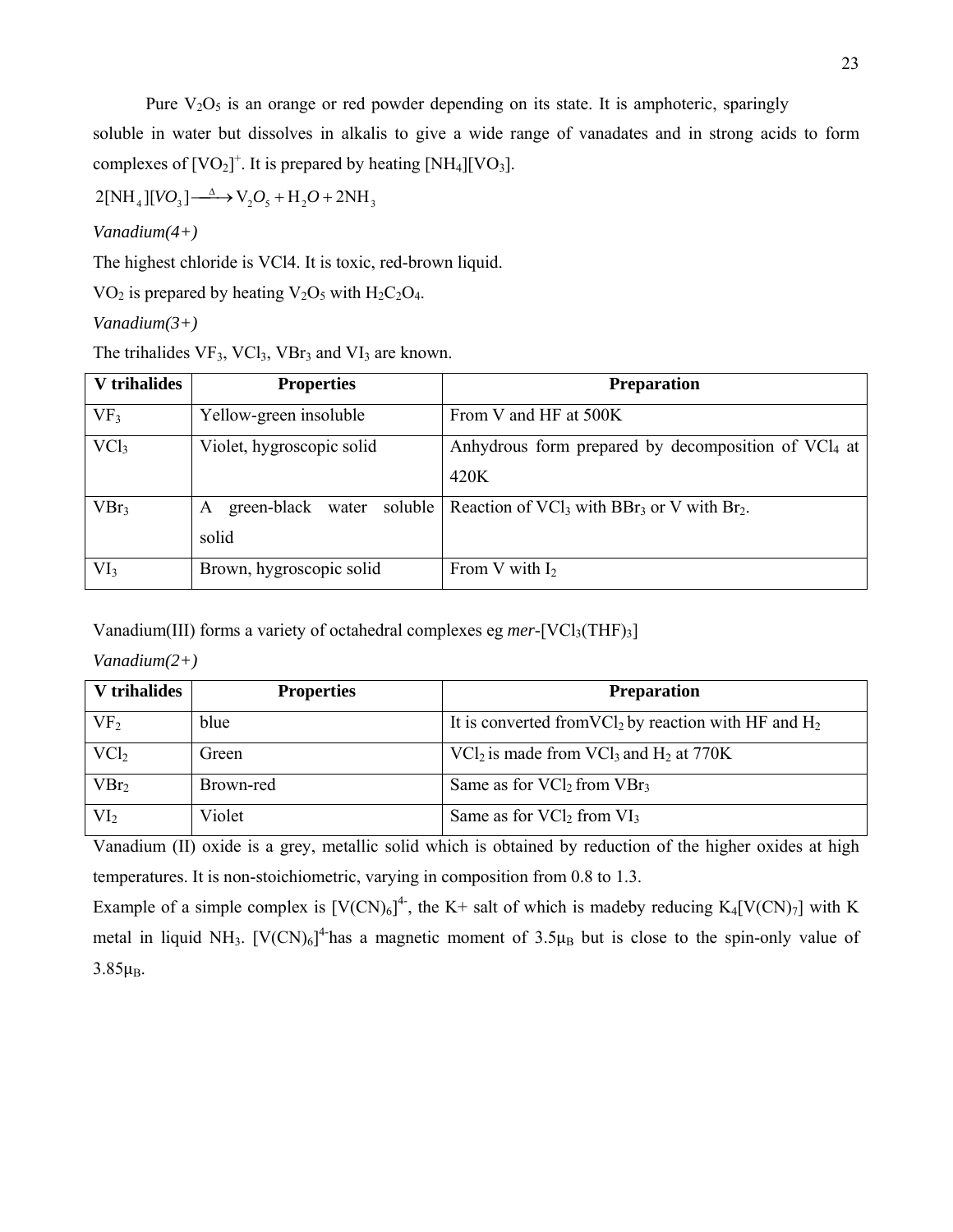Pure $V_2O_5$ is an orange or red powder depending on its state. It is amphoteric, sparingly soluble in water but dissolves in alkalis to give a wide range of vanadates and in strong acids to form complexes of $[VO_2]^+$. It is prepared by heating $[NH_4][VO_3]$.

$$2[NH_4][VO_3] \xrightarrow{\Delta} V_2O_5 + H_2O + 2NH_3$$

*Vanadium(4+)*

The highest chloride is VCl4. It is toxic, red-brown liquid.

$VO_2$ is prepared by heating $V_2O_5$ with $H_2C_2O_4$.

*Vanadium(3+)*

The trihalides $VF_3$, $VCl_3$, $VBr_3$ and $VI_3$ are known.

| V trihalides | Properties | Preparation |
|---|---|---|
| $VF_3$ | Yellow-green insoluble | From V and HF at 500K |
| $VCl_3$ | Violet, hygroscopic solid | Anhydrous form prepared by decomposition of $VCl_4$ at 420K |
| $VBr_3$ | A green-black water soluble solid | Reaction of $VCl_3$ with $BBr_3$ or V with $Br_2$. |
| $VI_3$ | Brown, hygroscopic solid | From V with $I_2$ |

Vanadium(III) forms a variety of octahedral complexes eg *mer*-$[VCl_3(THF)_3]$

*Vanadium(2+)*

| V trihalides | Properties | Preparation |
|---|---|---|
| $VF_2$ | blue | It is converted from$VCl_2$ by reaction with HF and $H_2$ |
| $VCl_2$ | Green | $VCl_2$ is made from $VCl_3$ and $H_2$ at 770K |
| $VBr_2$ | Brown-red | Same as for $VCl_2$ from $VBr_3$ |
| $VI_2$ | Violet | Same as for $VCl_2$ from $VI_3$ |

Vanadium (II) oxide is a grey, metallic solid which is obtained by reduction of the higher oxides at high temperatures. It is non-stoichiometric, varying in composition from 0.8 to 1.3.

Example of a simple complex is $[V(CN)_6]^{4-}$, the K+ salt of which is madeby reducing $K_4[V(CN)_7]$ with K metal in liquid $NH_3$. $[V(CN)_6]^{4-}$has a magnetic moment of $3.5\mu_B$ but is close to the spin-only value of $3.85\mu_B$.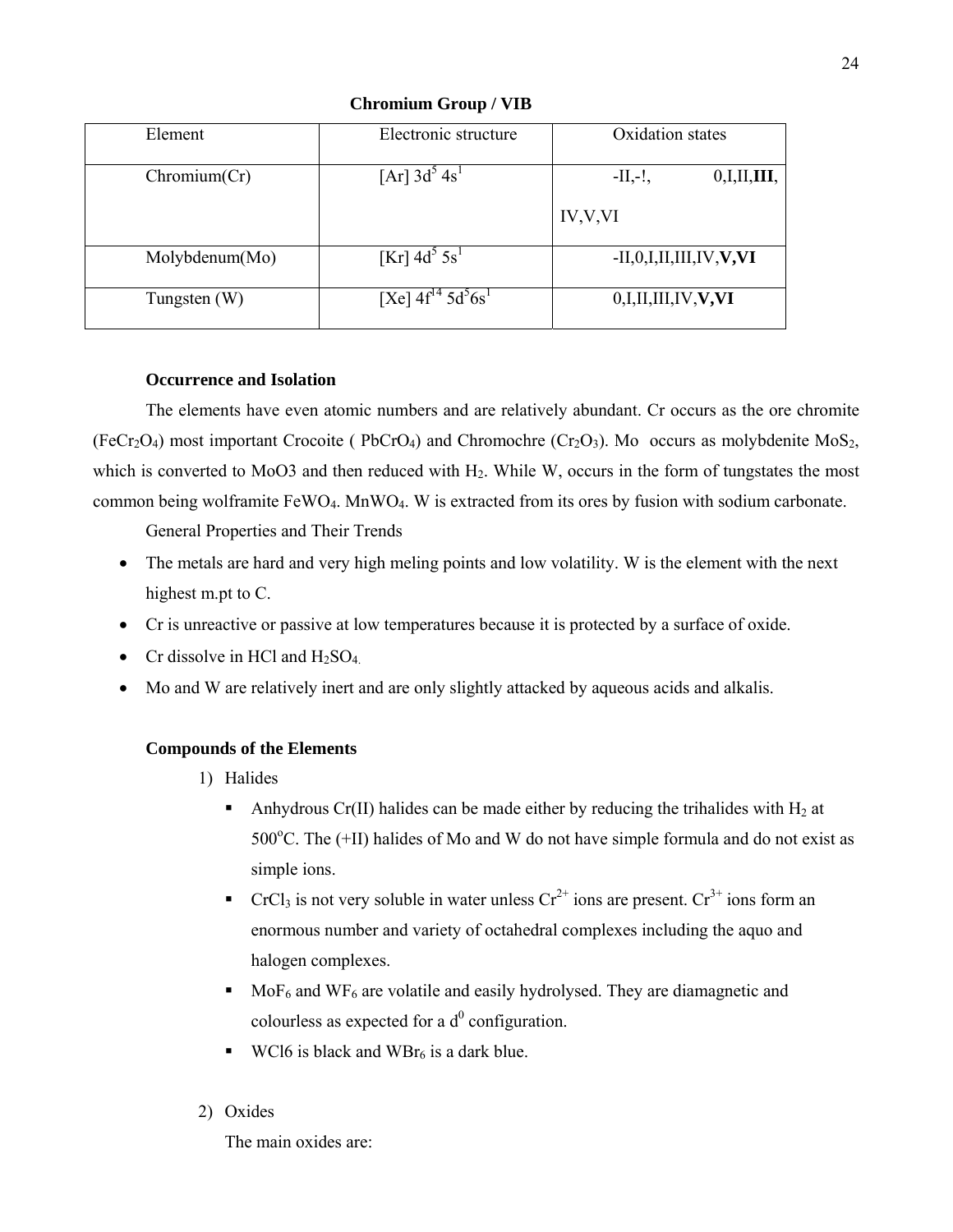### Chromium Group / VIB

| Element | Electronic structure | Oxidation states |
|---|---|---|
| Chromium(Cr) | [Ar] $3d^5$ $4s^1$ | -II,-!, 0,I,II,**III**, IV,V,VI |
| Molybdenum(Mo) | [Kr] $4d^5$ $5s^1$ | -II,0,I,II,III,IV,**V,VI** |
| Tungsten (W) | [Xe] $4f^{14}$ $5d^5 6s^1$ | 0,I,II,III,IV,**V,VI** |

**Occurrence and Isolation**

The elements have even atomic numbers and are relatively abundant. Cr occurs as the ore chromite ($FeCr_2O_4$) most important Crocoite ( $PbCrO_4$) and Chromochre ($Cr_2O_3$). Mo occurs as molybdenite $MoS_2$, which is converted to MoO3 and then reduced with $H_2$. While W, occurs in the form of tungstates the most common being wolframite $FeWO_4$. $MnWO_4$. W is extracted from its ores by fusion with sodium carbonate.

General Properties and Their Trends

- The metals are hard and very high meling points and low volatility. W is the element with the next highest m.pt to C.
- Cr is unreactive or passive at low temperatures because it is protected by a surface of oxide.
- Cr dissolve in HCl and $H_2SO_4$.
- Mo and W are relatively inert and are only slightly attacked by aqueous acids and alkalis.

**Compounds of the Elements**

1) Halides
   - Anhydrous Cr(II) halides can be made either by reducing the trihalides with $H_2$ at 500°C. The (+II) halides of Mo and W do not have simple formula and do not exist as simple ions.
   - $CrCl_3$ is not very soluble in water unless $Cr^{2+}$ ions are present. $Cr^{3+}$ ions form an enormous number and variety of octahedral complexes including the aquo and halogen complexes.
   - $MoF_6$ and $WF_6$ are volatile and easily hydrolysed. They are diamagnetic and colourless as expected for a $d^0$ configuration.
   - WCl6 is black and $WBr_6$ is a dark blue.

2) Oxides

   The main oxides are: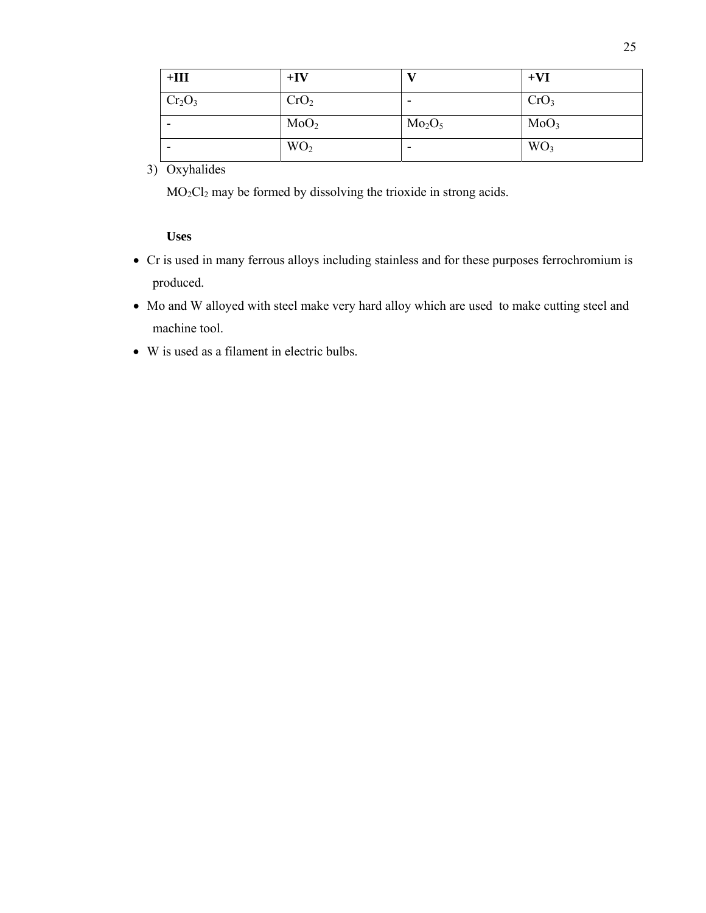| +III | +IV | V | +VI |
|---|---|---|---|
| $Cr_2O_3$ | $CrO_2$ | - | $CrO_3$ |
| - | $MoO_2$ | $Mo_2O_5$ | $MoO_3$ |
| - | $WO_2$ | - | $WO_3$ |

3) Oxyhalides

   $MO_2Cl_2$ may be formed by dissolving the trioxide in strong acids.

**Uses**

- Cr is used in many ferrous alloys including stainless and for these purposes ferrochromium is produced.
- Mo and W alloyed with steel make very hard alloy which are used to make cutting steel and machine tool.
- W is used as a filament in electric bulbs.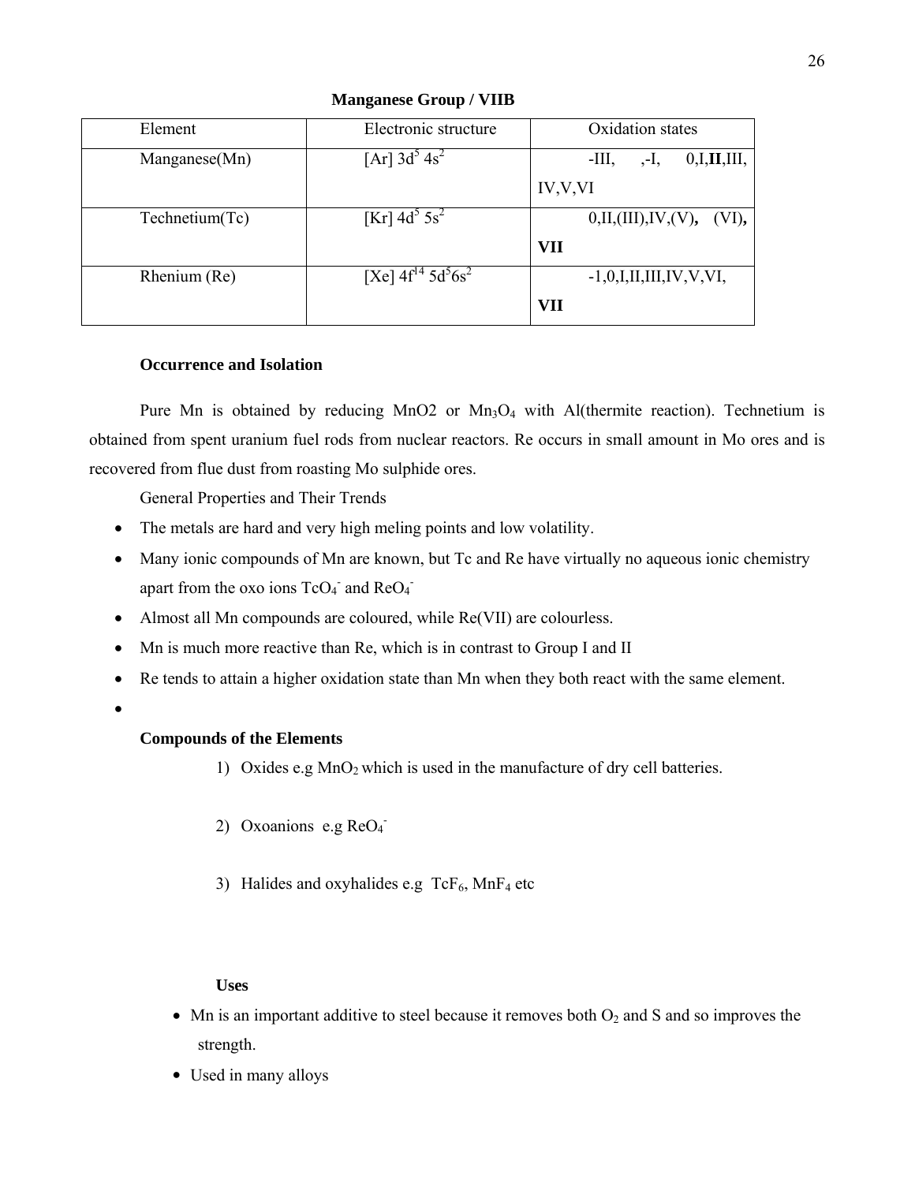**Manganese Group / VIIB**

| Element | Electronic structure | Oxidation states |
|---|---|---|
| Manganese(Mn) | [Ar] $3d^5$ $4s^2$ | -III, ,-I, 0,I,**II**,III, IV,V,VI |
| Technetium(Tc) | [Kr] $4d^5$ $5s^2$ | 0,II,(III),IV,(V), (VI), **VII** |
| Rhenium (Re) | [Xe] $4f^{14}$ $5d^5 6s^2$ | -1,0,I,II,III,IV,V,VI, **VII** |

**Occurrence and Isolation**

Pure Mn is obtained by reducing MnO2 or $Mn_3O_4$ with Al(thermite reaction). Technetium is obtained from spent uranium fuel rods from nuclear reactors. Re occurs in small amount in Mo ores and is recovered from flue dust from roasting Mo sulphide ores.

General Properties and Their Trends

- The metals are hard and very high meling points and low volatility.
- Many ionic compounds of Mn are known, but Tc and Re have virtually no aqueous ionic chemistry apart from the oxo ions $TcO_4^-$ and $ReO_4^-$
- Almost all Mn compounds are coloured, while Re(VII) are colourless.
- Mn is much more reactive than Re, which is in contrast to Group I and II
- Re tends to attain a higher oxidation state than Mn when they both react with the same element.
- 

**Compounds of the Elements**

1) Oxides e.g $MnO_2$ which is used in the manufacture of dry cell batteries.

2) Oxoanions e.g $ReO_4^-$

3) Halides and oxyhalides e.g $TcF_6$, $MnF_4$ etc

**Uses**

- Mn is an important additive to steel because it removes both $O_2$ and S and so improves the strength.
- Used in many alloys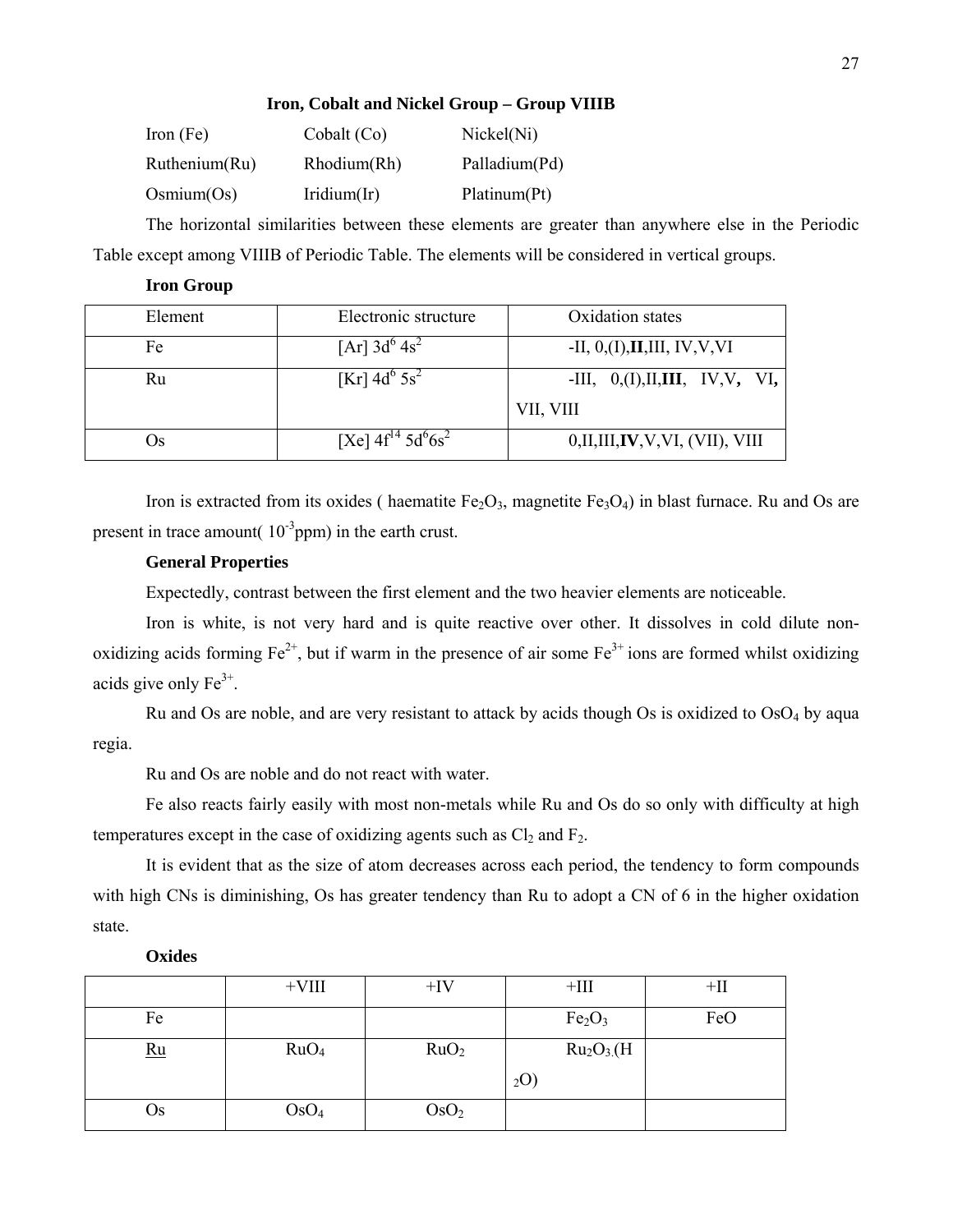## Iron, Cobalt and Nickel Group – Group VIIIB

| | | |
|---|---|---|
| Iron (Fe) | Cobalt (Co) | Nickel(Ni) |
| Ruthenium(Ru) | Rhodium(Rh) | Palladium(Pd) |
| Osmium(Os) | Iridium(Ir) | Platinum(Pt) |

The horizontal similarities between these elements are greater than anywhere else in the Periodic Table except among VIIIB of Periodic Table. The elements will be considered in vertical groups.

### Iron Group

| Element | Electronic structure | Oxidation states |
|---|---|---|
| Fe | $[Ar]\ 3d^6\ 4s^2$ | -II, 0,(I),**II**,III, IV,V,VI |
| Ru | $[Kr]\ 4d^6\ 5s^2$ | -III, 0,(I),II,**III**, IV,V, VI, VII, VIII |
| Os | $[Xe]\ 4f^{14}\ 5d^6 6s^2$ | 0,II,III,**IV**,V,VI, (VII), VIII |

Iron is extracted from its oxides ( haematite $Fe_2O_3$, magnetite $Fe_3O_4$) in blast furnace. Ru and Os are present in trace amount( $10^{-3}$ppm) in the earth crust.

### General Properties

Expectedly, contrast between the first element and the two heavier elements are noticeable.

Iron is white, is not very hard and is quite reactive over other. It dissolves in cold dilute non-oxidizing acids forming $Fe^{2+}$, but if warm in the presence of air some $Fe^{3+}$ ions are formed whilst oxidizing acids give only $Fe^{3+}$.

Ru and Os are noble, and are very resistant to attack by acids though Os is oxidized to $OsO_4$ by aqua regia.

Ru and Os are noble and do not react with water.

Fe also reacts fairly easily with most non-metals while Ru and Os do so only with difficulty at high temperatures except in the case of oxidizing agents such as $Cl_2$ and $F_2$.

It is evident that as the size of atom decreases across each period, the tendency to form compounds with high CNs is diminishing, Os has greater tendency than Ru to adopt a CN of 6 in the higher oxidation state.

### Oxides

| | +VIII | +IV | +III | +II |
|---|---|---|---|---|
| Fe | | | $Fe_2O_3$ | FeO |
| Ru | $RuO_4$ | $RuO_2$ | $Ru_2O_3.(H_2O)$ | |
| Os | $OsO_4$ | $OsO_2$ | | |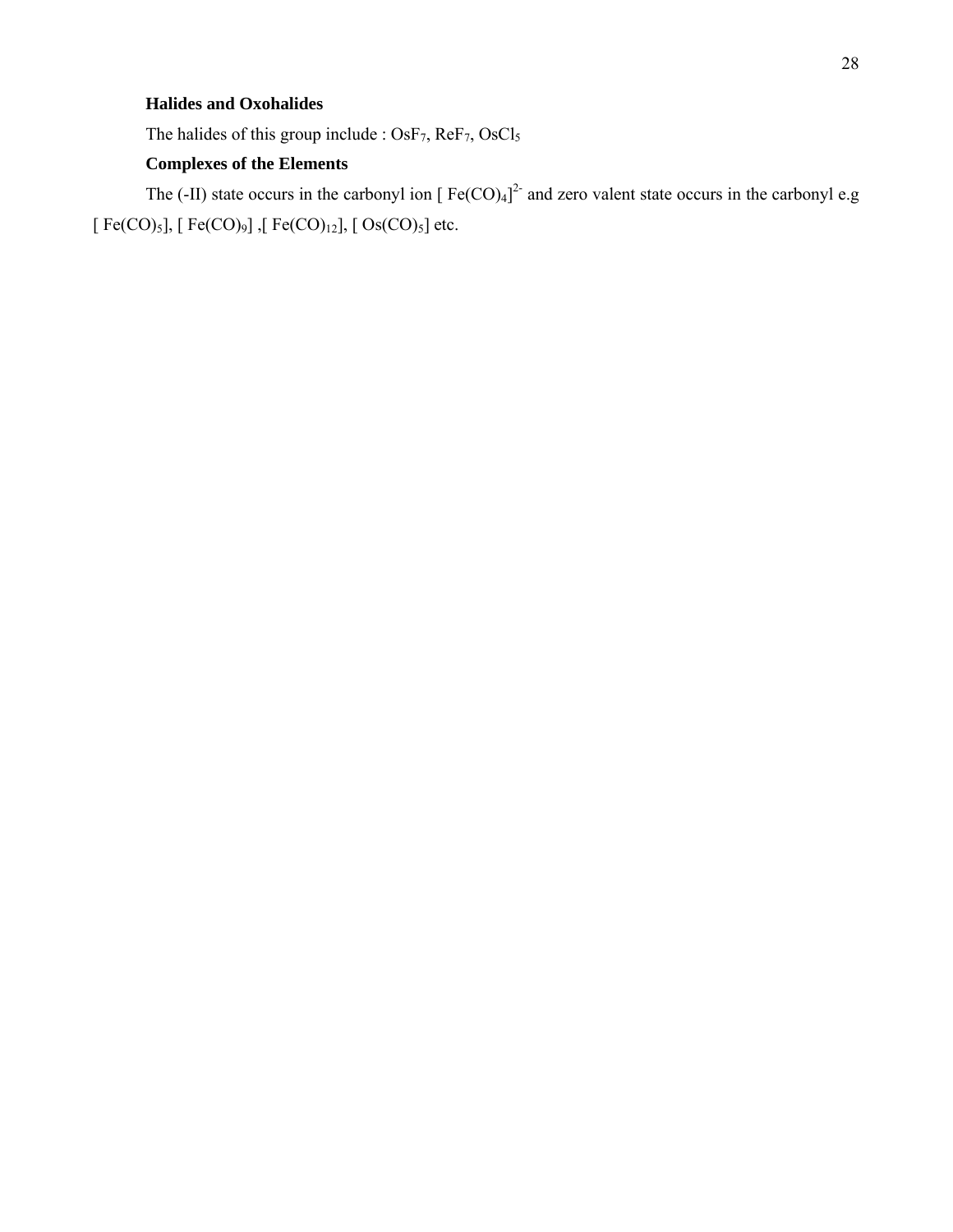**Halides and Oxohalides**

The halides of this group include : $OsF_7$, $ReF_7$, $OsCl_5$

**Complexes of the Elements**

The (-II) state occurs in the carbonyl ion [ $Fe(CO)_4]^{2-}$ and zero valent state occurs in the carbonyl e.g [ $Fe(CO)_5$], [ $Fe(CO)_9$] ,[ $Fe(CO)_{12}$], [ $Os(CO)_5$] etc.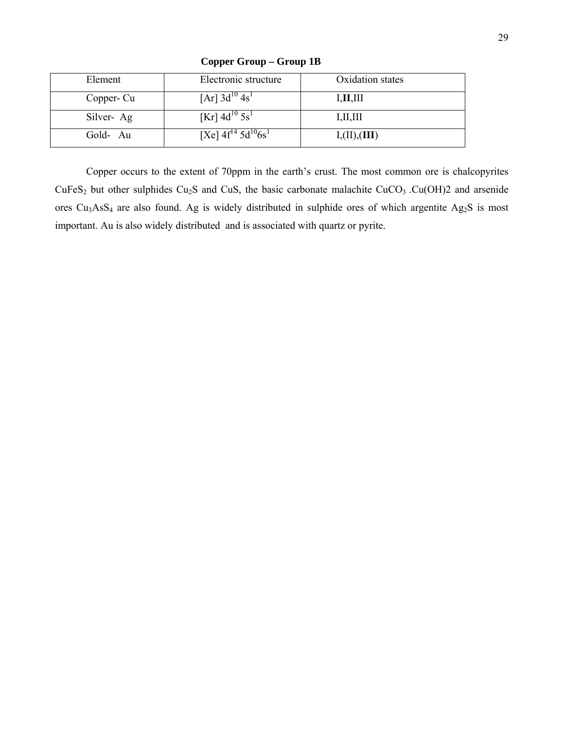**Copper Group – Group 1B**

| Element | Electronic structure | Oxidation states |
|---|---|---|
| Copper- Cu | [Ar] $3d^{10}$ $4s^1$ | I,**II**,III |
| Silver- Ag | [Kr] $4d^{10}$ $5s^1$ | I,II,III |
| Gold- Au | [Xe] $4f^{14}$ $5d^{10}6s^1$ | I,(II),(**III**) |

Copper occurs to the extent of 70ppm in the earth's crust. The most common ore is chalcopyrites $CuFeS_2$ but other sulphides $Cu_2S$ and CuS, the basic carbonate malachite $CuCO_3$ .Cu(OH)2 and arsenide ores $Cu_3AsS_4$ are also found. Ag is widely distributed in sulphide ores of which argentite $Ag_2S$ is most important. Au is also widely distributed and is associated with quartz or pyrite.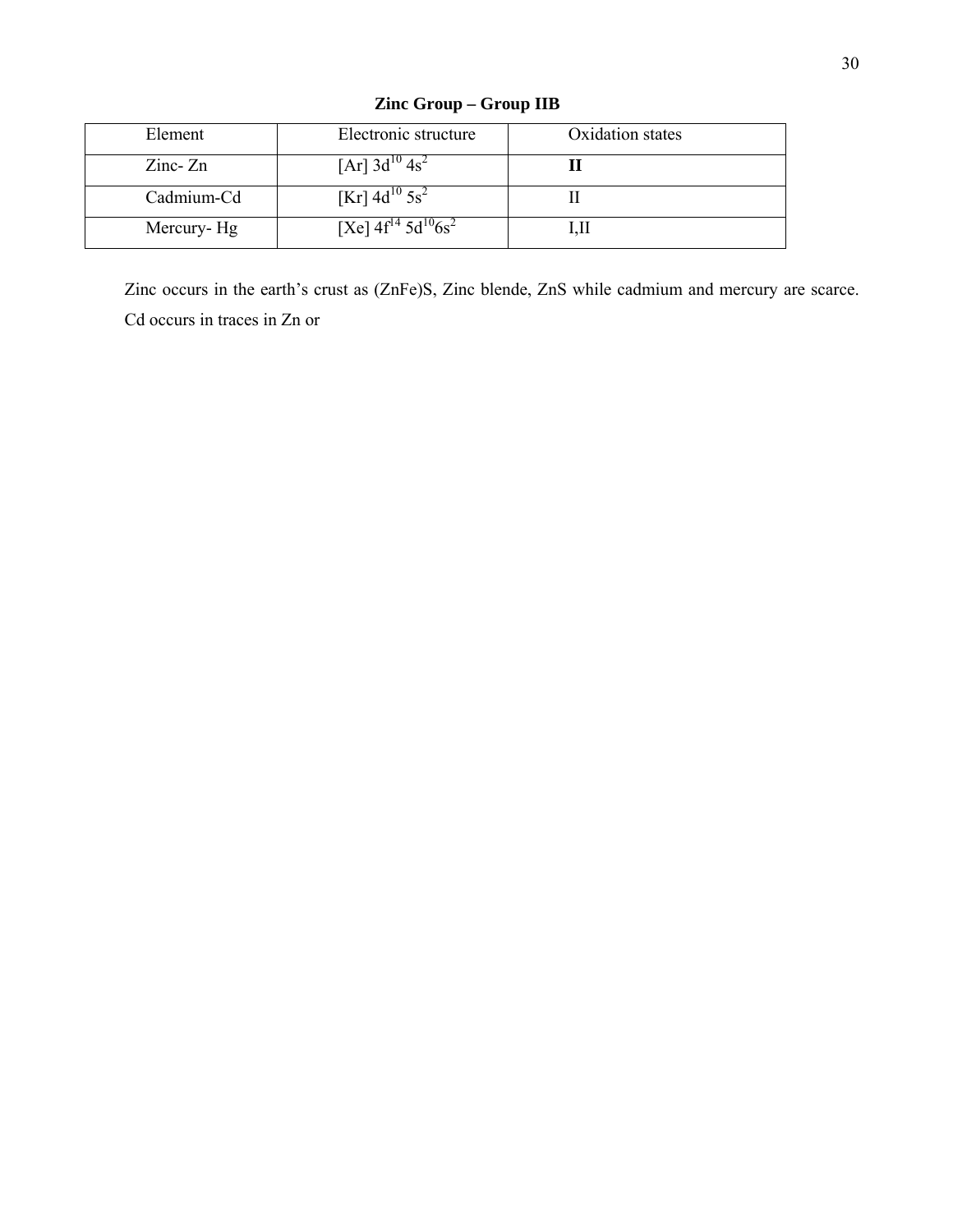### Zinc Group – Group IIB

| Element | Electronic structure | Oxidation states |
| --- | --- | --- |
| Zinc- Zn | [Ar] $3d^{10}$ $4s^{2}$ | **II** |
| Cadmium-Cd | [Kr] $4d^{10}$ $5s^{2}$ | II |
| Mercury- Hg | [Xe] $4f^{14}$ $5d^{10}6s^{2}$ | I,II |

Zinc occurs in the earth's crust as (ZnFe)S, Zinc blende, ZnS while cadmium and mercury are scarce. Cd occurs in traces in Zn or